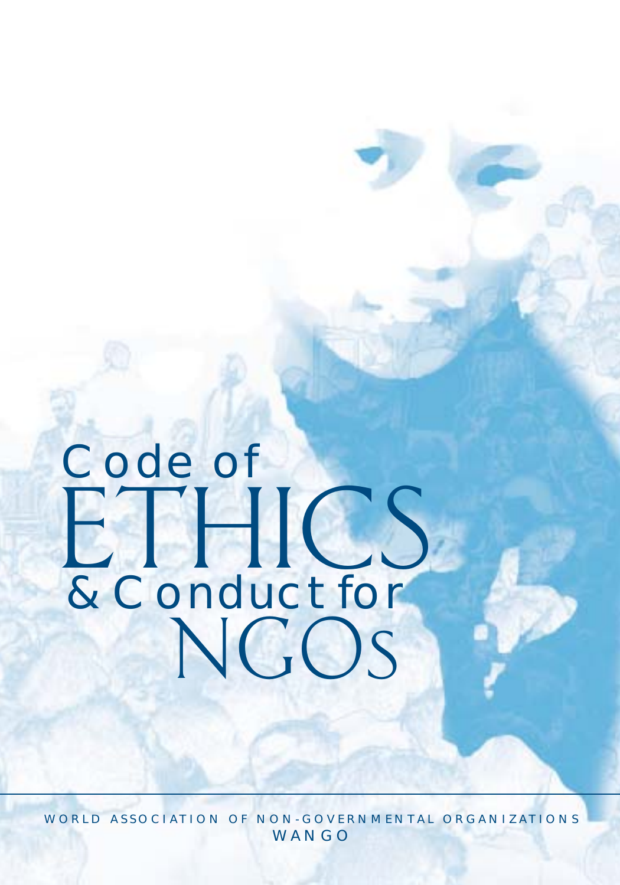# Code of ETHICS & Conduct for NGOs

WORLD ASSOCIATION OF NON-GOVERNMENTAL ORGANIZATIONS

WANGO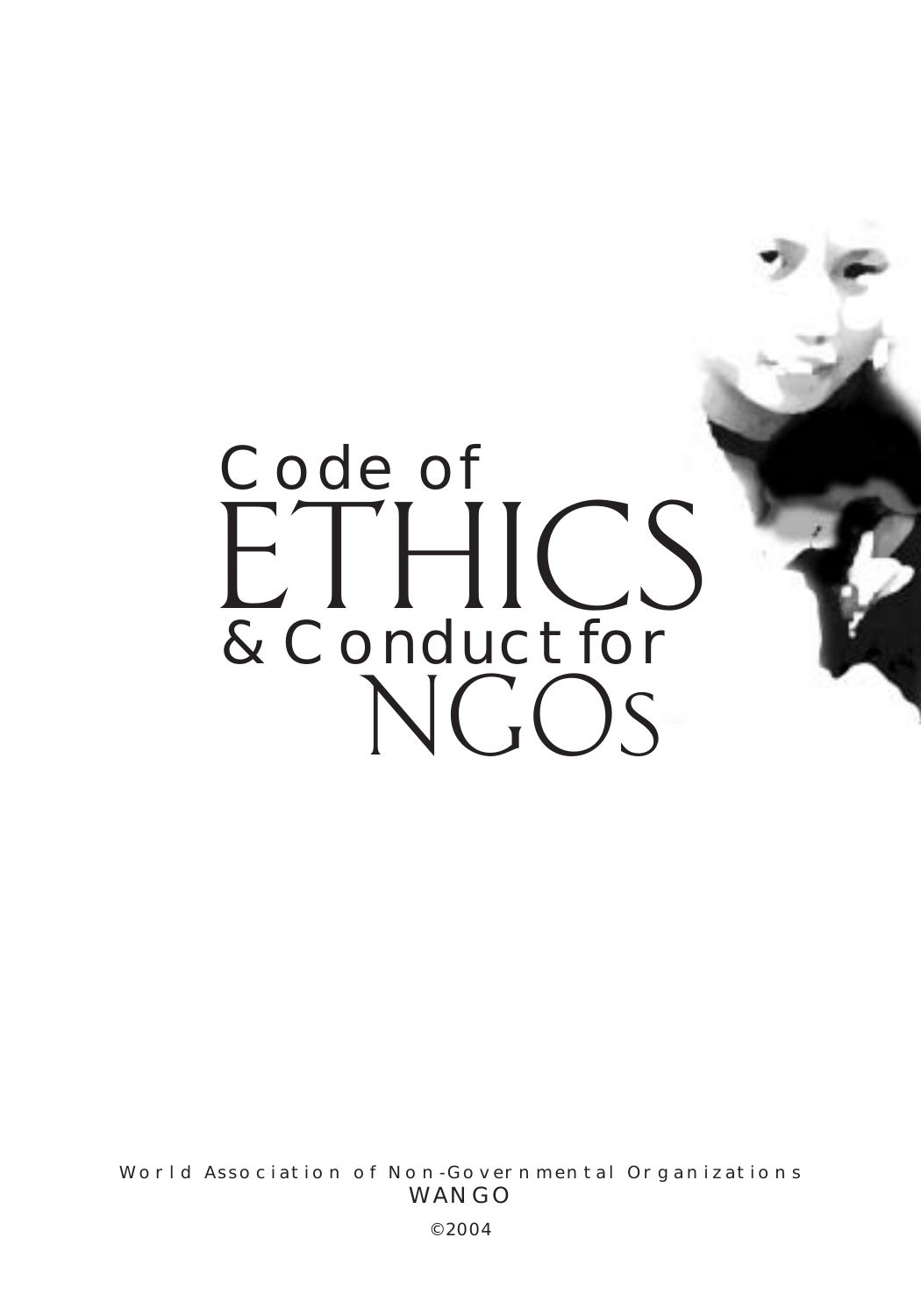# Code of ETHICS & Conduct for NGOs

World Association of Non-Governmental Organizations

WANGO

©2004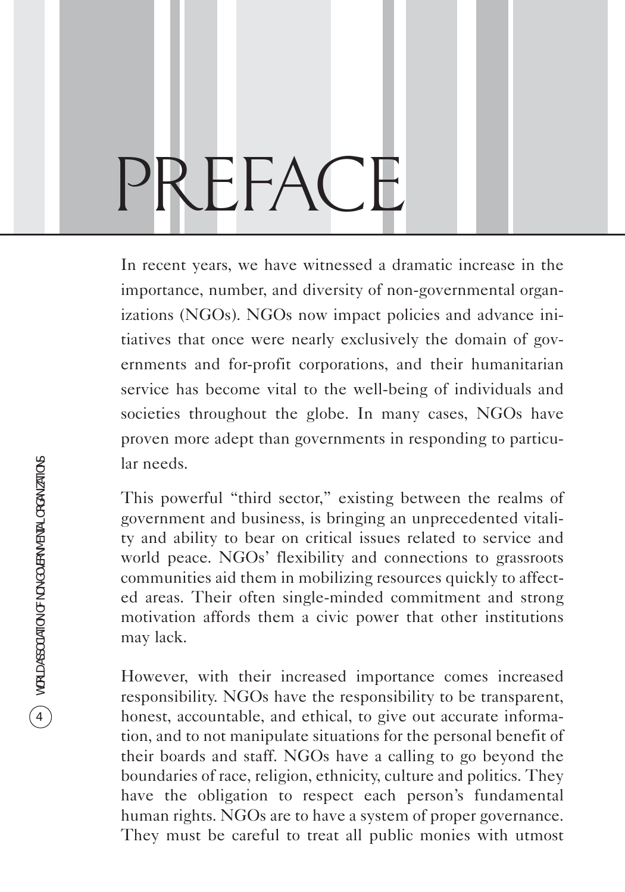# PREFACE

In recent years, we have witnessed a dramatic increase in the importance, number, and diversity of non-governmental organizations (NGOs). NGOs now impact policies and advance initiatives that once were nearly exclusively the domain of governments and for-profit corporations, and their humanitarian service has become vital to the well-being of individuals and societies throughout the globe. In many cases, NGOs have proven more adept than governments in responding to particular needs.

This powerful "third sector," existing between the realms of government and business, is bringing an unprecedented vitality and ability to bear on critical issues related to service and world peace. NGOs' flexibility and connections to grassroots communities aid them in mobilizing resources quickly to affected areas. Their often single-minded commitment and strong motivation affords them a civic power that other institutions may lack.

However, with their increased importance comes increased responsibility. NGOs have the responsibility to be transparent, honest, accountable, and ethical, to give out accurate information, and to not manipulate situations for the personal benefit of their boards and staff. NGOs have a calling to go beyond the boundaries of race, religion, ethnicity, culture and politics. They have the obligation to respect each person's fundamental human rights. NGOs are to have a system of proper governance. They must be careful to treat all public monies with utmost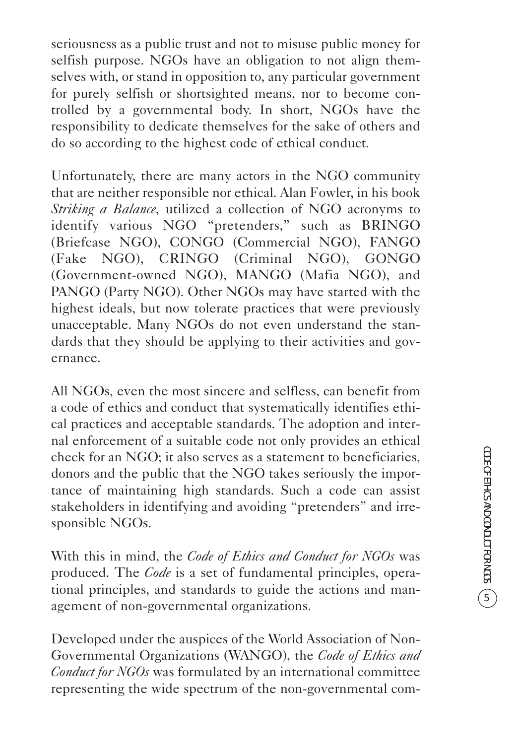seriousness as a public trust and not to misuse public money for selfish purpose. NGOs have an obligation to not align themselves with, or stand in opposition to, any particular government for purely selfish or shortsighted means, nor to become controlled by a governmental body. In short, NGOs have the responsibility to dedicate themselves for the sake of others and do so according to the highest code of ethical conduct.

Unfortunately, there are many actors in the NGO community that are neither responsible nor ethical. Alan Fowler, in his book *Striking a Balance*, utilized a collection of NGO acronyms to identify various NGO "pretenders," such as BRINGO (Briefcase NGO), CONGO (Commercial NGO), FANGO (Fake NGO), CRINGO (Criminal NGO), GONGO (Government-owned NGO), MANGO (Mafia NGO), and PANGO (Party NGO). Other NGOs may have started with the highest ideals, but now tolerate practices that were previously unacceptable. Many NGOs do not even understand the standards that they should be applying to their activities and governance.

All NGOs, even the most sincere and selfless, can benefit from a code of ethics and conduct that systematically identifies ethical practices and acceptable standards. The adoption and internal enforcement of a suitable code not only provides an ethical check for an NGO; it also serves as a statement to beneficiaries, donors and the public that the NGO takes seriously the importance of maintaining high standards. Such a code can assist stakeholders in identifying and avoiding "pretenders" and irresponsible NGOs.

With this in mind, the *Code of Ethics and Conduct for NGOs* was produced. The *Code* is a set of fundamental principles, operational principles, and standards to guide the actions and management of non-governmental organizations.

Developed under the auspices of the World Association of Non-Governmental Organizations (WANGO), the *Code of Ethics and Conduct for NGOs* was formulated by an international committee representing the wide spectrum of the non-governmental com-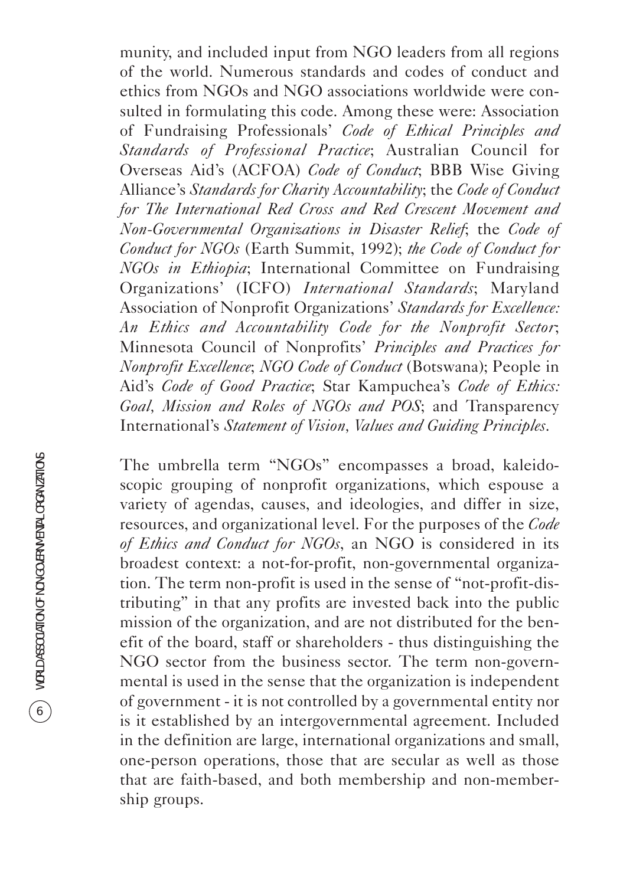munity, and included input from NGO leaders from all regions of the world. Numerous standards and codes of conduct and ethics from NGOs and NGO associations worldwide were consulted in formulating this code. Among these were: Association of Fundraising Professionals' *Code of Ethical Principles and Standards of Professional Practice*; Australian Council for Overseas Aid's (ACFOA) *Code of Conduct*; BBB Wise Giving Alliance's *Standards for Charity Accountability*; the *Code of Conduct for The International Red Cross and Red Crescent Movement and Non-Governmental Organizations in Disaster Relief*; the *Code of Conduct for NGOs* (Earth Summit, 1992); *the Code of Conduct for NGOs in Ethiopia*; International Committee on Fundraising Organizations' (ICFO) *International Standards*; Maryland Association of Nonprofit Organizations' *Standards for Excellence: An Ethics and Accountability Code for the Nonprofit Sector*; Minnesota Council of Nonprofits' *Principles and Practices for Nonprofit Excellence*; *NGO Code of Conduct* (Botswana); People in Aid's *Code of Good Practice*; Star Kampuchea's *Code of Ethics: Goal, Mission and Roles of NGOs and POS*; and Transparency International's *Statement of Vision, Values and Guiding Principles*.

The umbrella term "NGOs" encompasses a broad, kaleidoscopic grouping of nonprofit organizations, which espouse a variety of agendas, causes, and ideologies, and differ in size, resources, and organizational level. For the purposes of the *Code of Ethics and Conduct for NGOs*, an NGO is considered in its broadest context: a not-for-profit, non-governmental organization. The term non-profit is used in the sense of "not-profit-distributing" in that any profits are invested back into the public mission of the organization, and are not distributed for the benefit of the board, staff or shareholders - thus distinguishing the NGO sector from the business sector. The term non-governmental is used in the sense that the organization is independent of government - it is not controlled by a governmental entity nor is it established by an intergovernmental agreement. Included in the definition are large, international organizations and small, one-person operations, those that are secular as well as those that are faith-based, and both membership and non-membership groups.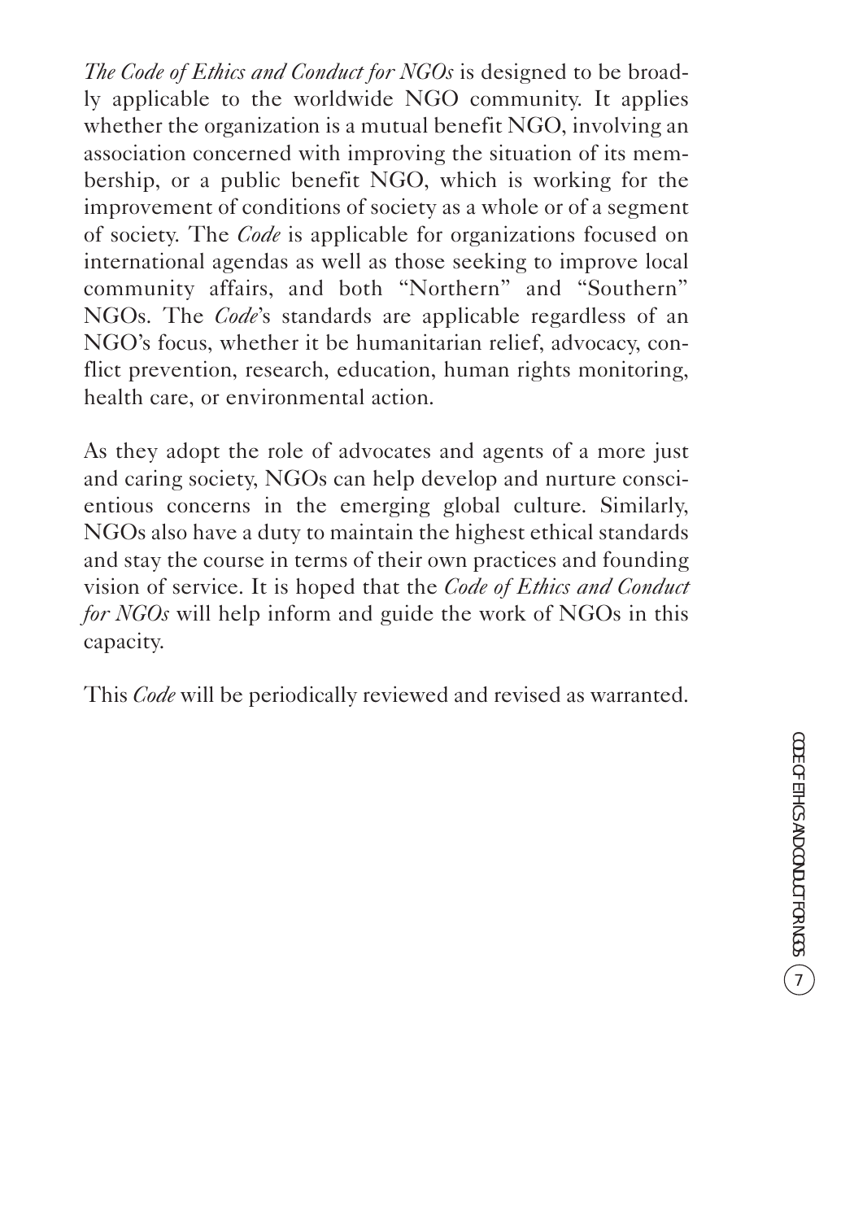*The Code of Ethics and Conduct for NGOs* is designed to be broadly applicable to the worldwide NGO community. It applies whether the organization is a mutual benefit NGO, involving an association concerned with improving the situation of its membership, or a public benefit NGO, which is working for the improvement of conditions of society as a whole or of a segment of society. The *Code* is applicable for organizations focused on international agendas as well as those seeking to improve local community affairs, and both "Northern" and "Southern" NGOs. The *Code*'s standards are applicable regardless of an NGO's focus, whether it be humanitarian relief, advocacy, conflict prevention, research, education, human rights monitoring, health care, or environmental action.

As they adopt the role of advocates and agents of a more just and caring society, NGOs can help develop and nurture conscientious concerns in the emerging global culture. Similarly, NGOs also have a duty to maintain the highest ethical standards and stay the course in terms of their own practices and founding vision of service. It is hoped that the *Code of Ethics and Conduct for NGOs* will help inform and guide the work of NGOs in this capacity.

This *Code* will be periodically reviewed and revised as warranted.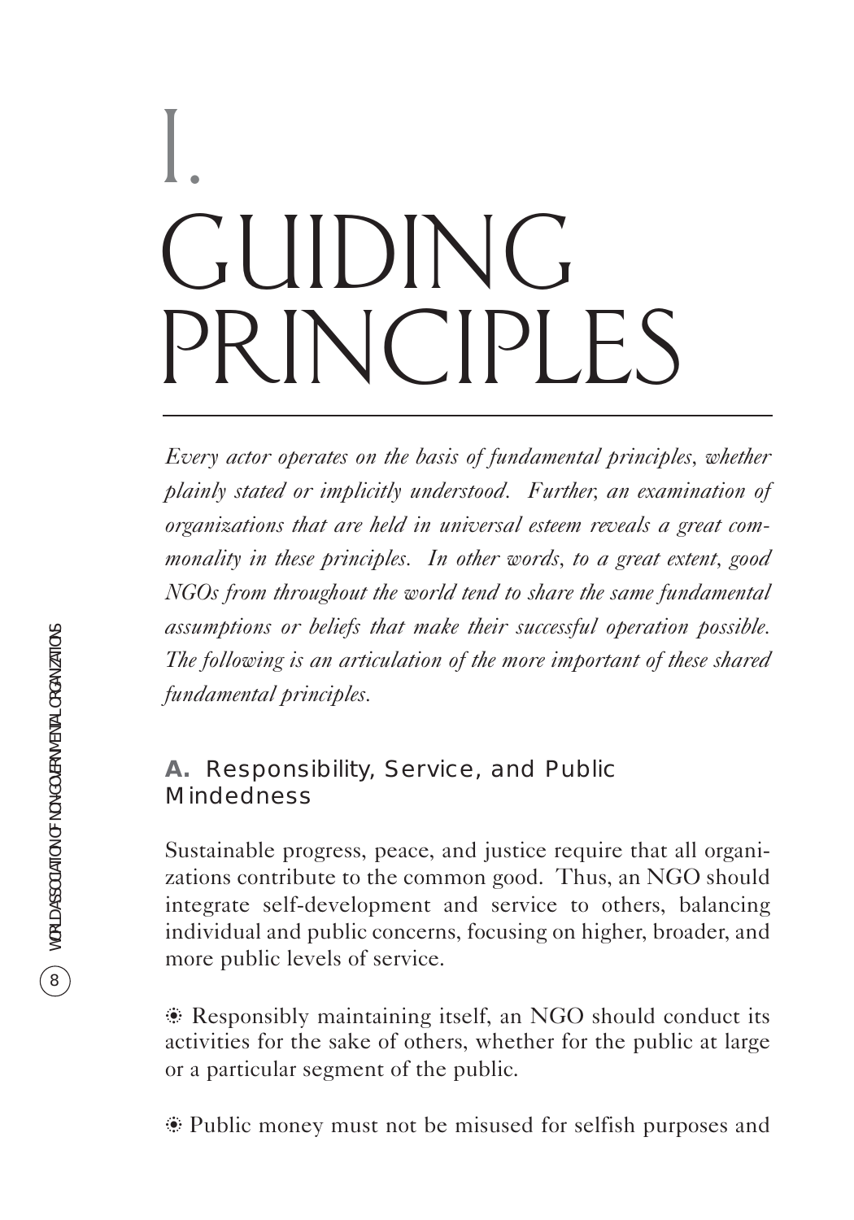# I. GUIDING PRINCIPLES

*Every actor operates on the basis of fundamental principles, whether plainly stated or implicitly understood. Further, an examination of organizations that are held in universal esteem reveals a great commonality in these principles. In other words, to a great extent, good NGOs from throughout the world tend to share the same fundamental assumptions or beliefs that make their successful operation possible. The following is an articulation of the more important of these shared fundamental principles.*

## A. Responsibility, Service, and Public Mindedness

Sustainable progress, peace, and justice require that all organizations contribute to the common good. Thus, an NGO should integrate self-development and service to others, balancing individual and public concerns, focusing on higher, broader, and more public levels of service.

- Responsibly maintaining itself, an NGO should conduct its activities for the sake of others, whether for the public at large or a particular segment of the public.

- Public money must not be misused for selfish purposes and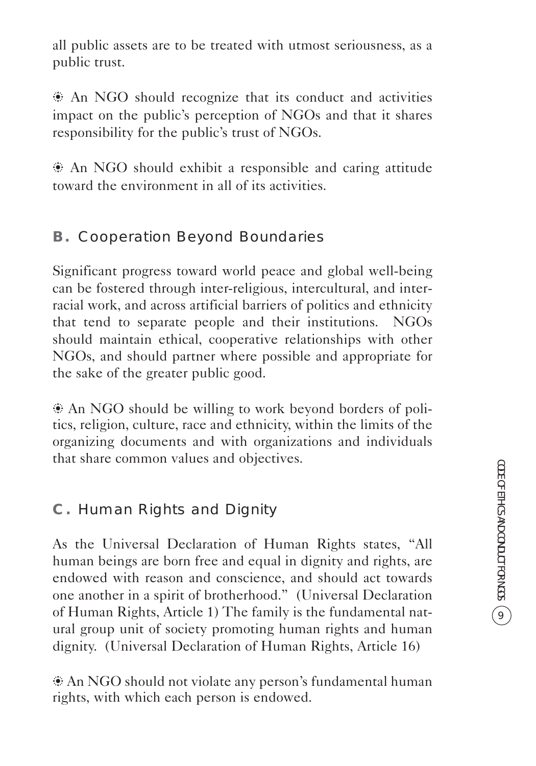all public assets are to be treated with utmost seriousness, as a public trust.

- An NGO should recognize that its conduct and activities impact on the public's perception of NGOs and that it shares responsibility for the public's trust of NGOs.

- An NGO should exhibit a responsible and caring attitude toward the environment in all of its activities.

## B. Cooperation Beyond Boundaries

Significant progress toward world peace and global well-being can be fostered through inter-religious, intercultural, and interracial work, and across artificial barriers of politics and ethnicity that tend to separate people and their institutions. NGOs should maintain ethical, cooperative relationships with other NGOs, and should partner where possible and appropriate for the sake of the greater public good.

- An NGO should be willing to work beyond borders of politics, religion, culture, race and ethnicity, within the limits of the organizing documents and with organizations and individuals that share common values and objectives.

## C. Human Rights and Dignity

As the Universal Declaration of Human Rights states, "All human beings are born free and equal in dignity and rights, are endowed with reason and conscience, and should act towards one another in a spirit of brotherhood." (Universal Declaration of Human Rights, Article 1) The family is the fundamental natural group unit of society promoting human rights and human dignity. (Universal Declaration of Human Rights, Article 16)

- An NGO should not violate any person's fundamental human rights, with which each person is endowed.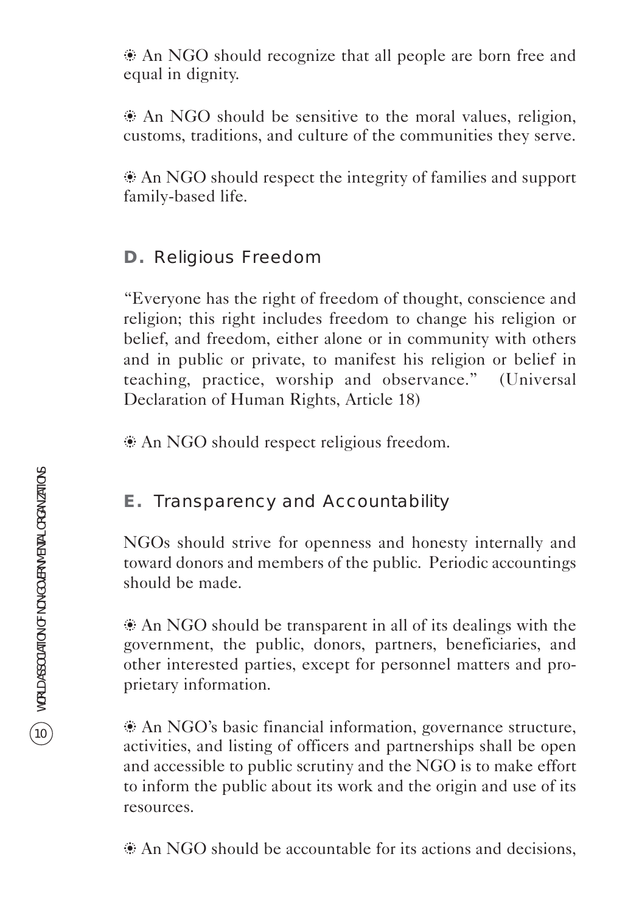- An NGO should recognize that all people are born free and equal in dignity.

- An NGO should be sensitive to the moral values, religion, customs, traditions, and culture of the communities they serve.

- An NGO should respect the integrity of families and support family-based life.

## D. Religious Freedom

"Everyone has the right of freedom of thought, conscience and religion; this right includes freedom to change his religion or belief, and freedom, either alone or in community with others and in public or private, to manifest his religion or belief in teaching, practice, worship and observance." (Universal Declaration of Human Rights, Article 18)

- An NGO should respect religious freedom.

## E. Transparency and Accountability

NGOs should strive for openness and honesty internally and toward donors and members of the public. Periodic accountings should be made.

- An NGO should be transparent in all of its dealings with the government, the public, donors, partners, beneficiaries, and other interested parties, except for personnel matters and proprietary information.

- An NGO's basic financial information, governance structure, activities, and listing of officers and partnerships shall be open and accessible to public scrutiny and the NGO is to make effort to inform the public about its work and the origin and use of its resources.

- An NGO should be accountable for its actions and decisions,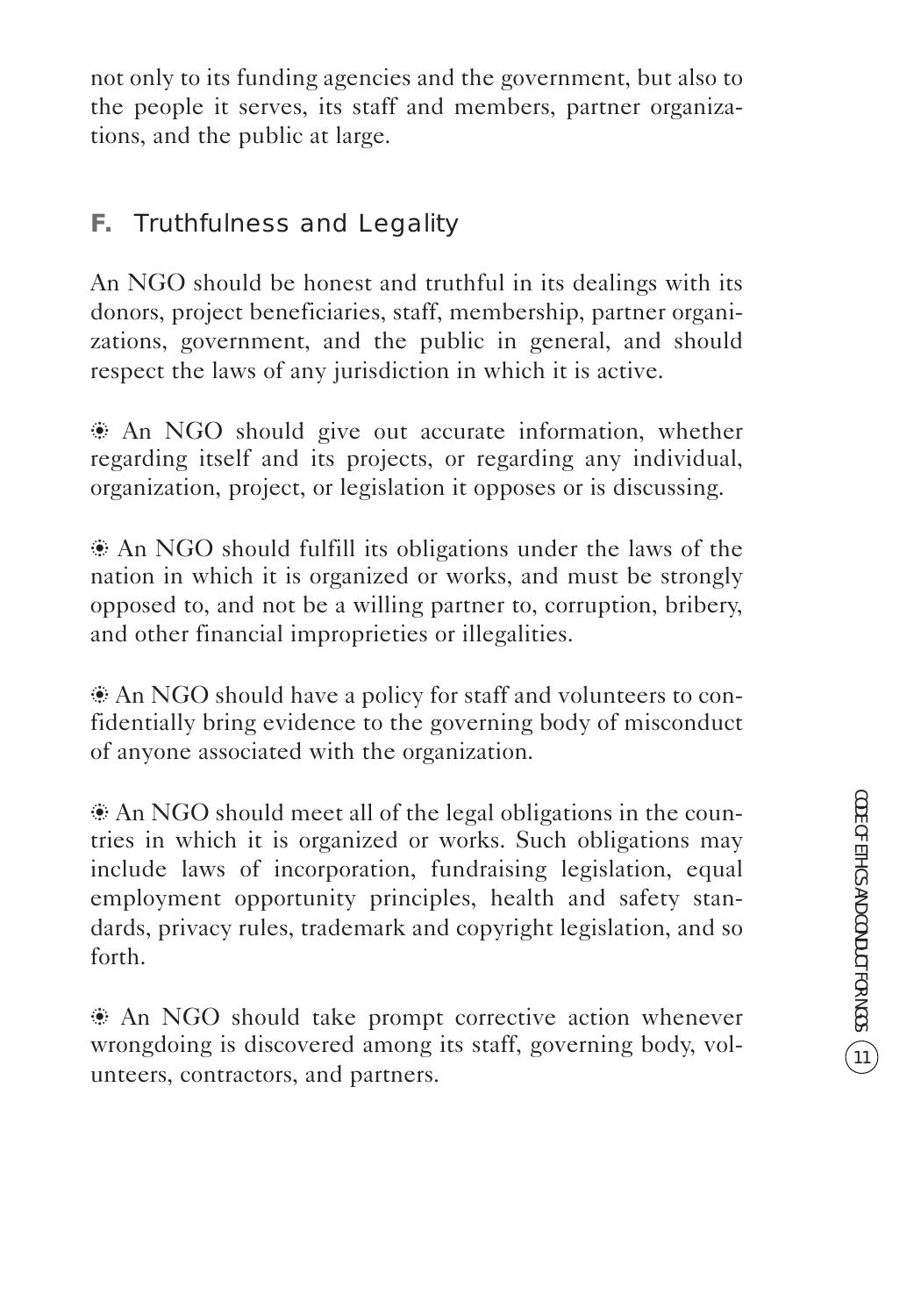not only to its funding agencies and the government, but also to the people it serves, its staff and members, partner organizations, and the public at large.

## F. Truthfulness and Legality

An NGO should be honest and truthful in its dealings with its donors, project beneficiaries, staff, membership, partner organizations, government, and the public in general, and should respect the laws of any jurisdiction in which it is active.

- An NGO should give out accurate information, whether regarding itself and its projects, or regarding any individual, organization, project, or legislation it opposes or is discussing.

- An NGO should fulfill its obligations under the laws of the nation in which it is organized or works, and must be strongly opposed to, and not be a willing partner to, corruption, bribery, and other financial improprieties or illegalities.

- An NGO should have a policy for staff and volunteers to confidentially bring evidence to the governing body of misconduct of anyone associated with the organization.

- An NGO should meet all of the legal obligations in the countries in which it is organized or works. Such obligations may include laws of incorporation, fundraising legislation, equal employment opportunity principles, health and safety standards, privacy rules, trademark and copyright legislation, and so forth.

- An NGO should take prompt corrective action whenever wrongdoing is discovered among its staff, governing body, volunteers, contractors, and partners.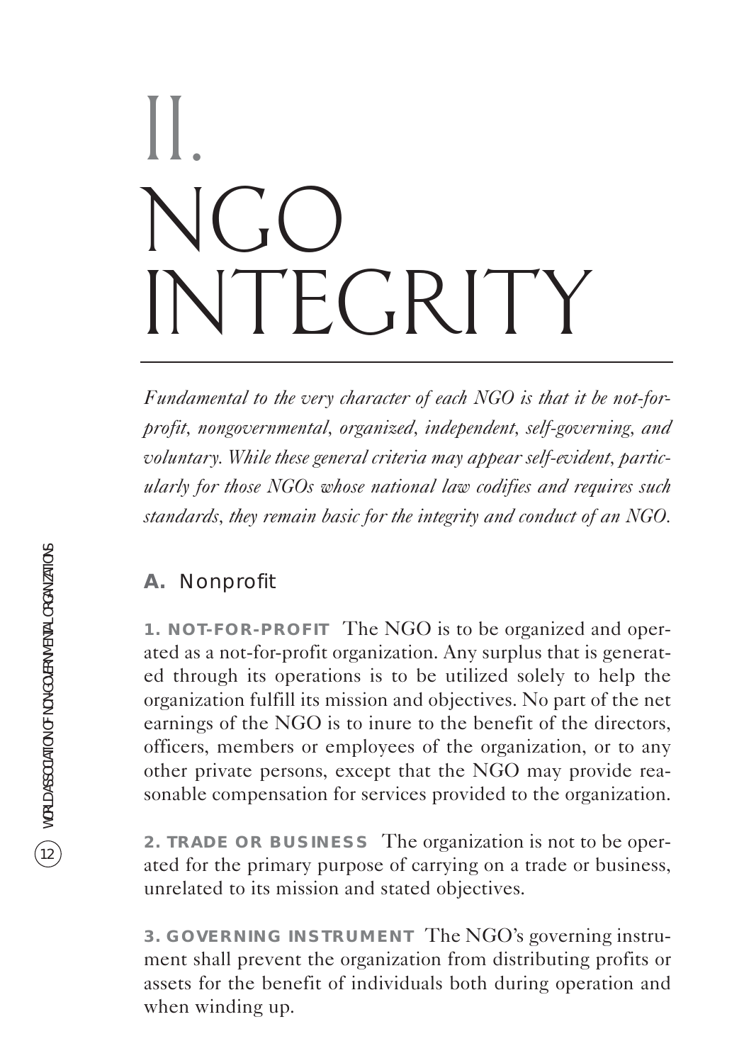# II. NGO INTEGRITY

*Fundamental to the very character of each NGO is that it be not-for-profit, nongovernmental, organized, independent, self-governing, and voluntary. While these general criteria may appear self-evident, particularly for those NGOs whose national law codifies and requires such standards, they remain basic for the integrity and conduct of an NGO.*

## A. Nonprofit

**1. NOT-FOR-PROFIT** The NGO is to be organized and operated as a not-for-profit organization. Any surplus that is generated through its operations is to be utilized solely to help the organization fulfill its mission and objectives. No part of the net earnings of the NGO is to inure to the benefit of the directors, officers, members or employees of the organization, or to any other private persons, except that the NGO may provide reasonable compensation for services provided to the organization.

**2. TRADE OR BUSINESS** The organization is not to be operated for the primary purpose of carrying on a trade or business, unrelated to its mission and stated objectives.

**3. GOVERNING INSTRUMENT** The NGO's governing instrument shall prevent the organization from distributing profits or assets for the benefit of individuals both during operation and when winding up.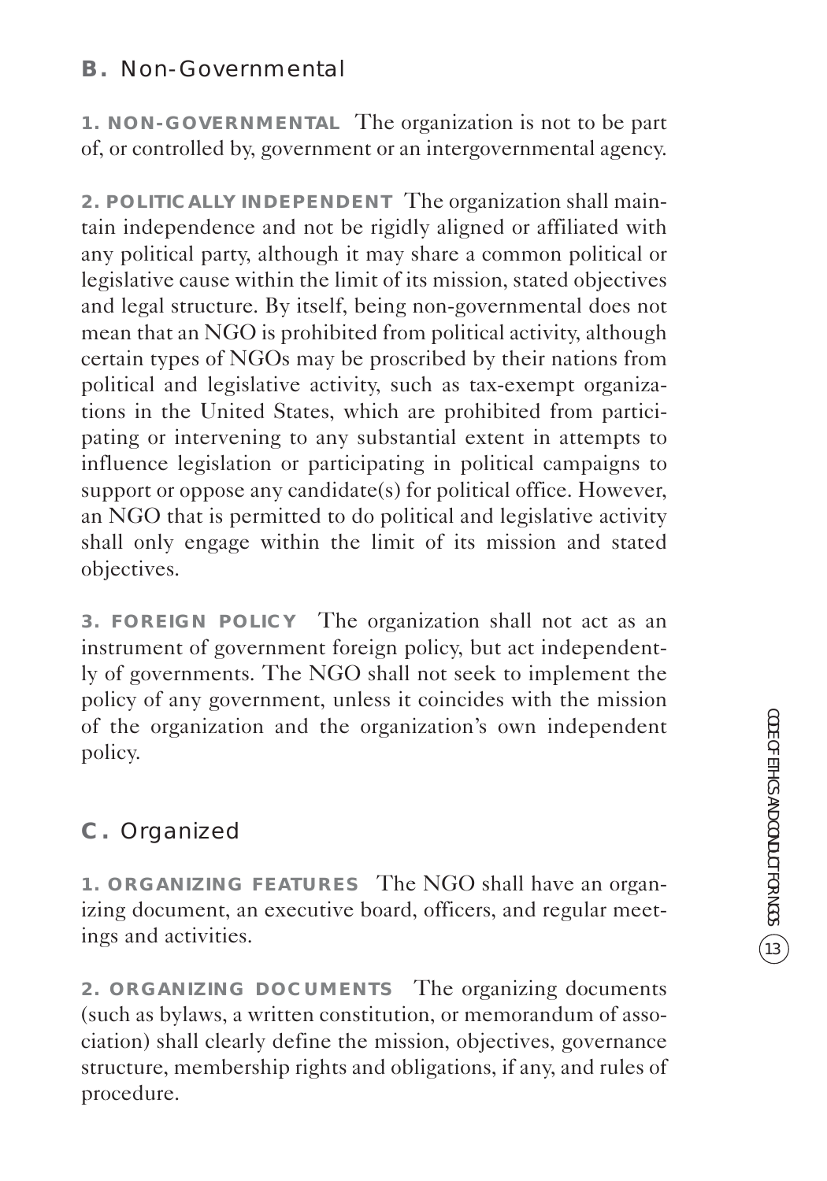## B. Non-Governmental

**1. NON-GOVERNMENTAL** The organization is not to be part of, or controlled by, government or an intergovernmental agency.

**2. POLITICALLY INDEPENDENT** The organization shall maintain independence and not be rigidly aligned or affiliated with any political party, although it may share a common political or legislative cause within the limit of its mission, stated objectives and legal structure. By itself, being non-governmental does not mean that an NGO is prohibited from political activity, although certain types of NGOs may be proscribed by their nations from political and legislative activity, such as tax-exempt organizations in the United States, which are prohibited from participating or intervening to any substantial extent in attempts to influence legislation or participating in political campaigns to support or oppose any candidate(s) for political office. However, an NGO that is permitted to do political and legislative activity shall only engage within the limit of its mission and stated objectives.

**3. FOREIGN POLICY** The organization shall not act as an instrument of government foreign policy, but act independently of governments. The NGO shall not seek to implement the policy of any government, unless it coincides with the mission of the organization and the organization's own independent policy.

## C. Organized

**1. ORGANIZING FEATURES** The NGO shall have an organizing document, an executive board, officers, and regular meetings and activities.

**2. ORGANIZING DOCUMENTS** The organizing documents (such as bylaws, a written constitution, or memorandum of association) shall clearly define the mission, objectives, governance structure, membership rights and obligations, if any, and rules of procedure.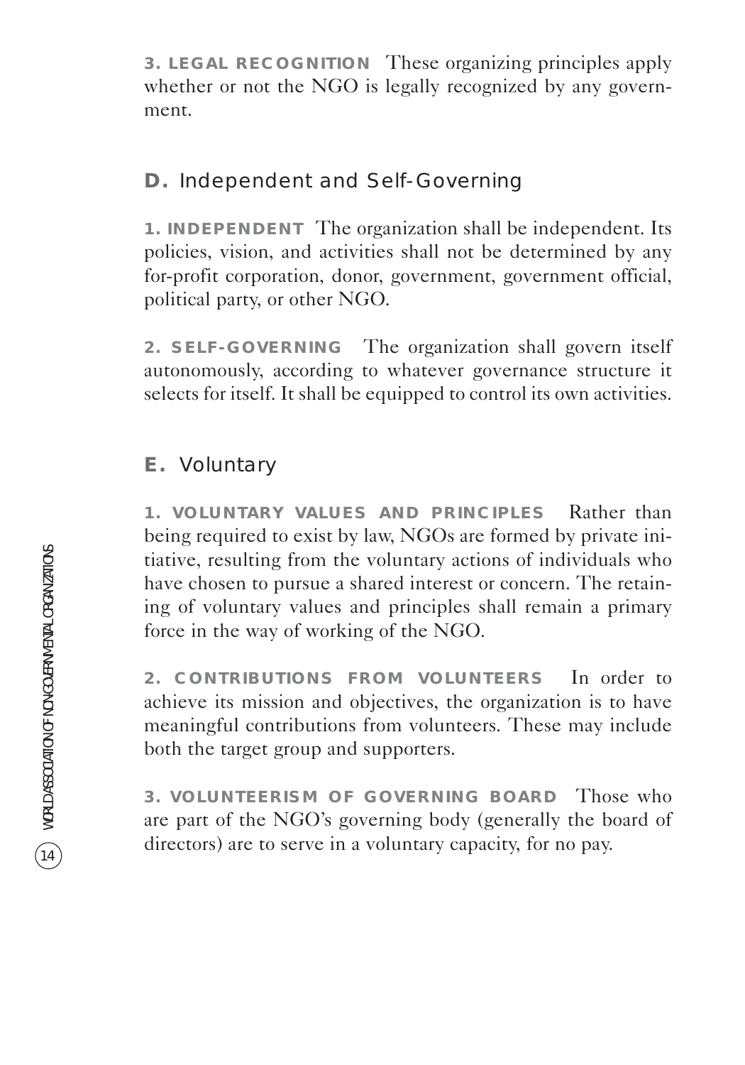**3. LEGAL RECOGNITION** These organizing principles apply whether or not the NGO is legally recognized by any government.

## D. Independent and Self-Governing

**1. INDEPENDENT** The organization shall be independent. Its policies, vision, and activities shall not be determined by any for-profit corporation, donor, government, government official, political party, or other NGO.

**2. SELF-GOVERNING** The organization shall govern itself autonomously, according to whatever governance structure it selects for itself. It shall be equipped to control its own activities.

## E. Voluntary

**1. VOLUNTARY VALUES AND PRINCIPLES** Rather than being required to exist by law, NGOs are formed by private initiative, resulting from the voluntary actions of individuals who have chosen to pursue a shared interest or concern. The retaining of voluntary values and principles shall remain a primary force in the way of working of the NGO.

**2. CONTRIBUTIONS FROM VOLUNTEERS** In order to achieve its mission and objectives, the organization is to have meaningful contributions from volunteers. These may include both the target group and supporters.

**3. VOLUNTEERISM OF GOVERNING BOARD** Those who are part of the NGO's governing body (generally the board of directors) are to serve in a voluntary capacity, for no pay.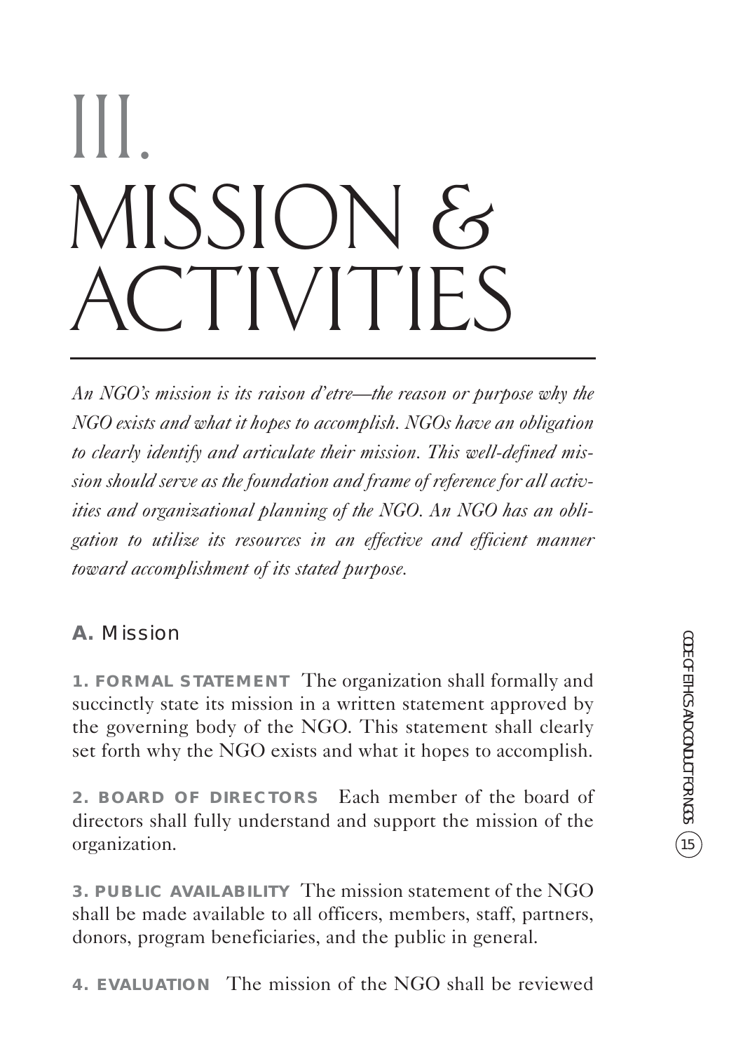# III. MISSION & ACTIVITIES

*An NGO's mission is its raison d'etre—the reason or purpose why the NGO exists and what it hopes to accomplish. NGOs have an obligation to clearly identify and articulate their mission. This well-defined mission should serve as the foundation and frame of reference for all activities and organizational planning of the NGO. An NGO has an obligation to utilize its resources in an effective and efficient manner toward accomplishment of its stated purpose.*

## A. Mission

**1. FORMAL STATEMENT** The organization shall formally and succinctly state its mission in a written statement approved by the governing body of the NGO. This statement shall clearly set forth why the NGO exists and what it hopes to accomplish.

**2. BOARD OF DIRECTORS** Each member of the board of directors shall fully understand and support the mission of the organization.

**3. PUBLIC AVAILABILITY** The mission statement of the NGO shall be made available to all officers, members, staff, partners, donors, program beneficiaries, and the public in general.

**4. EVALUATION** The mission of the NGO shall be reviewed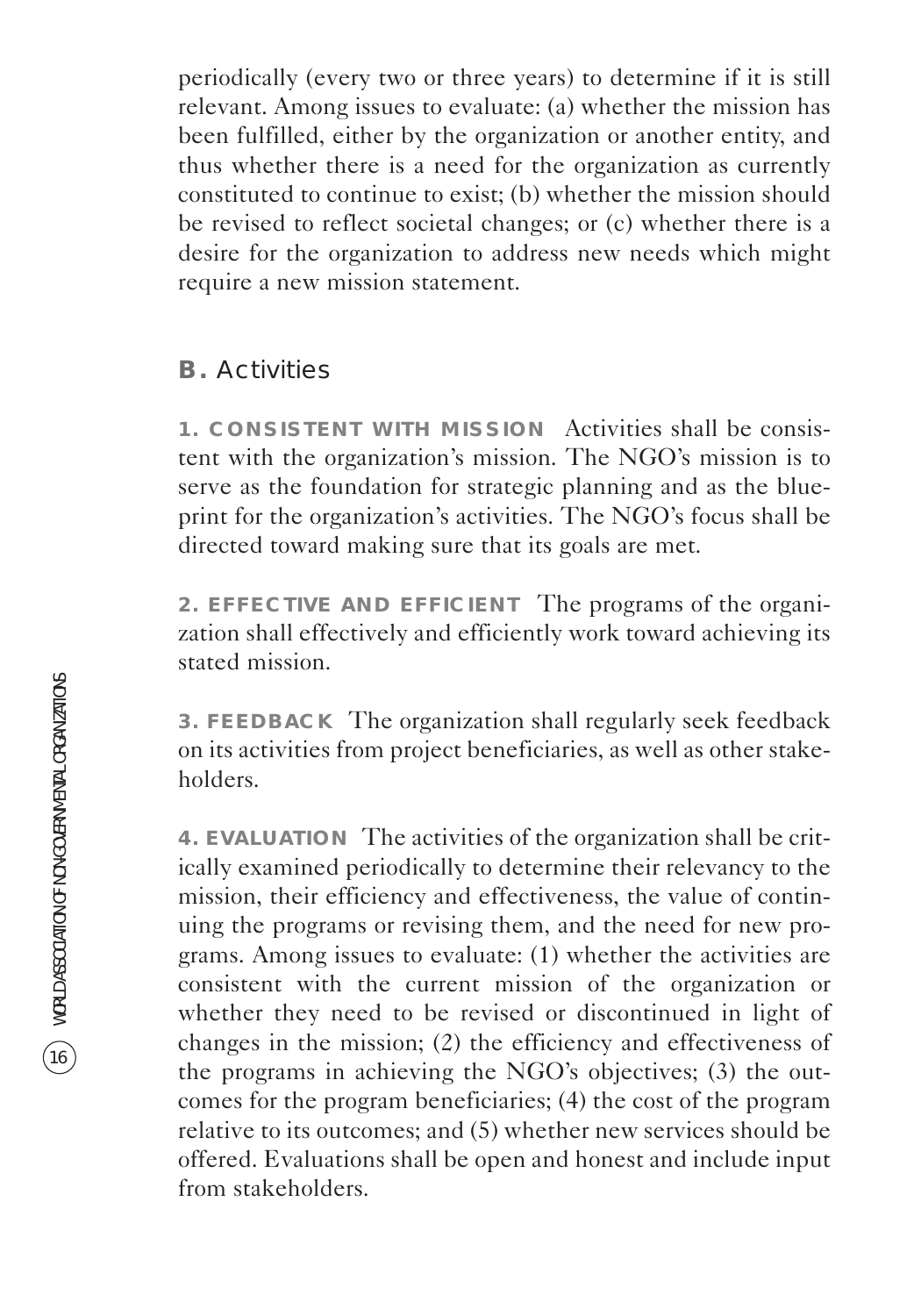periodically (every two or three years) to determine if it is still relevant. Among issues to evaluate: (a) whether the mission has been fulfilled, either by the organization or another entity, and thus whether there is a need for the organization as currently constituted to continue to exist; (b) whether the mission should be revised to reflect societal changes; or (c) whether there is a desire for the organization to address new needs which might require a new mission statement.

## B. Activities

**1. CONSISTENT WITH MISSION** Activities shall be consistent with the organization's mission. The NGO's mission is to serve as the foundation for strategic planning and as the blueprint for the organization's activities. The NGO's focus shall be directed toward making sure that its goals are met.

**2. EFFECTIVE AND EFFICIENT** The programs of the organization shall effectively and efficiently work toward achieving its stated mission.

**3. FEEDBACK** The organization shall regularly seek feedback on its activities from project beneficiaries, as well as other stakeholders.

**4. EVALUATION** The activities of the organization shall be critically examined periodically to determine their relevancy to the mission, their efficiency and effectiveness, the value of continuing the programs or revising them, and the need for new programs. Among issues to evaluate: (1) whether the activities are consistent with the current mission of the organization or whether they need to be revised or discontinued in light of changes in the mission; (2) the efficiency and effectiveness of the programs in achieving the NGO's objectives; (3) the outcomes for the program beneficiaries; (4) the cost of the program relative to its outcomes; and (5) whether new services should be offered. Evaluations shall be open and honest and include input from stakeholders.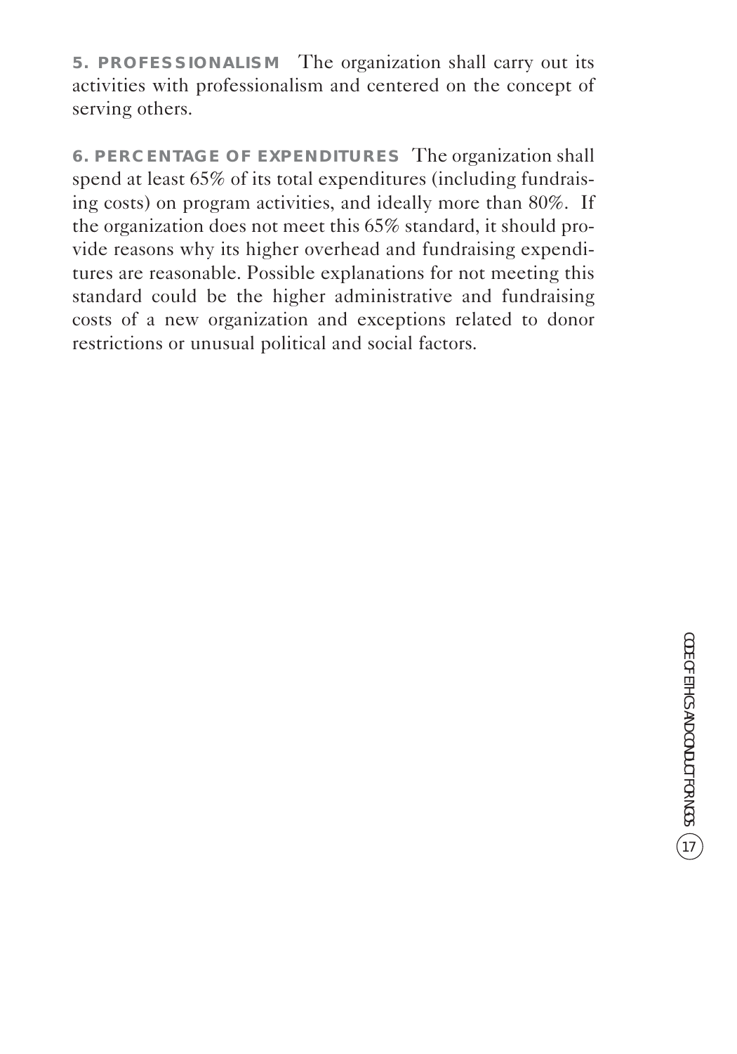**5. PROFESSIONALISM** The organization shall carry out its activities with professionalism and centered on the concept of serving others.

**6. PERCENTAGE OF EXPENDITURES** The organization shall spend at least 65% of its total expenditures (including fundraising costs) on program activities, and ideally more than 80%. If the organization does not meet this 65% standard, it should provide reasons why its higher overhead and fundraising expenditures are reasonable. Possible explanations for not meeting this standard could be the higher administrative and fundraising costs of a new organization and exceptions related to donor restrictions or unusual political and social factors.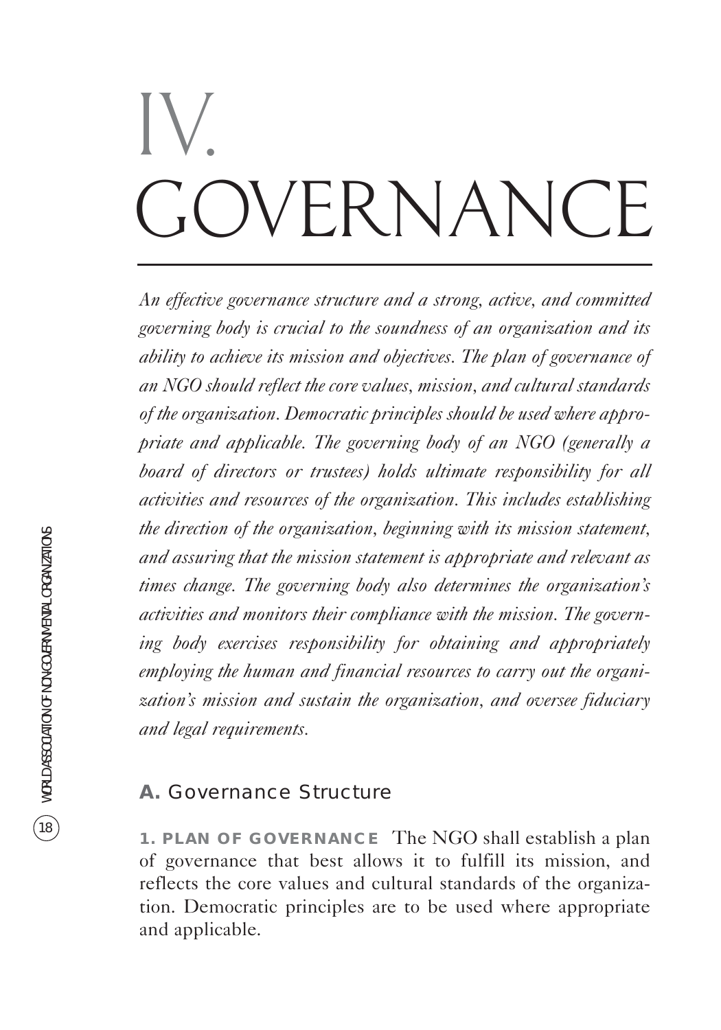# IV. GOVERNANCE

*An effective governance structure and a strong, active, and committed governing body is crucial to the soundness of an organization and its ability to achieve its mission and objectives. The plan of governance of an NGO should reflect the core values, mission, and cultural standards of the organization. Democratic principles should be used where appropriate and applicable. The governing body of an NGO (generally a board of directors or trustees) holds ultimate responsibility for all activities and resources of the organization. This includes establishing the direction of the organization, beginning with its mission statement, and assuring that the mission statement is appropriate and relevant as times change. The governing body also determines the organization's activities and monitors their compliance with the mission. The governing body exercises responsibility for obtaining and appropriately employing the human and financial resources to carry out the organization's mission and sustain the organization, and oversee fiduciary and legal requirements.*

## A. Governance Structure

**1. PLAN OF GOVERNANCE** The NGO shall establish a plan of governance that best allows it to fulfill its mission, and reflects the core values and cultural standards of the organization. Democratic principles are to be used where appropriate and applicable.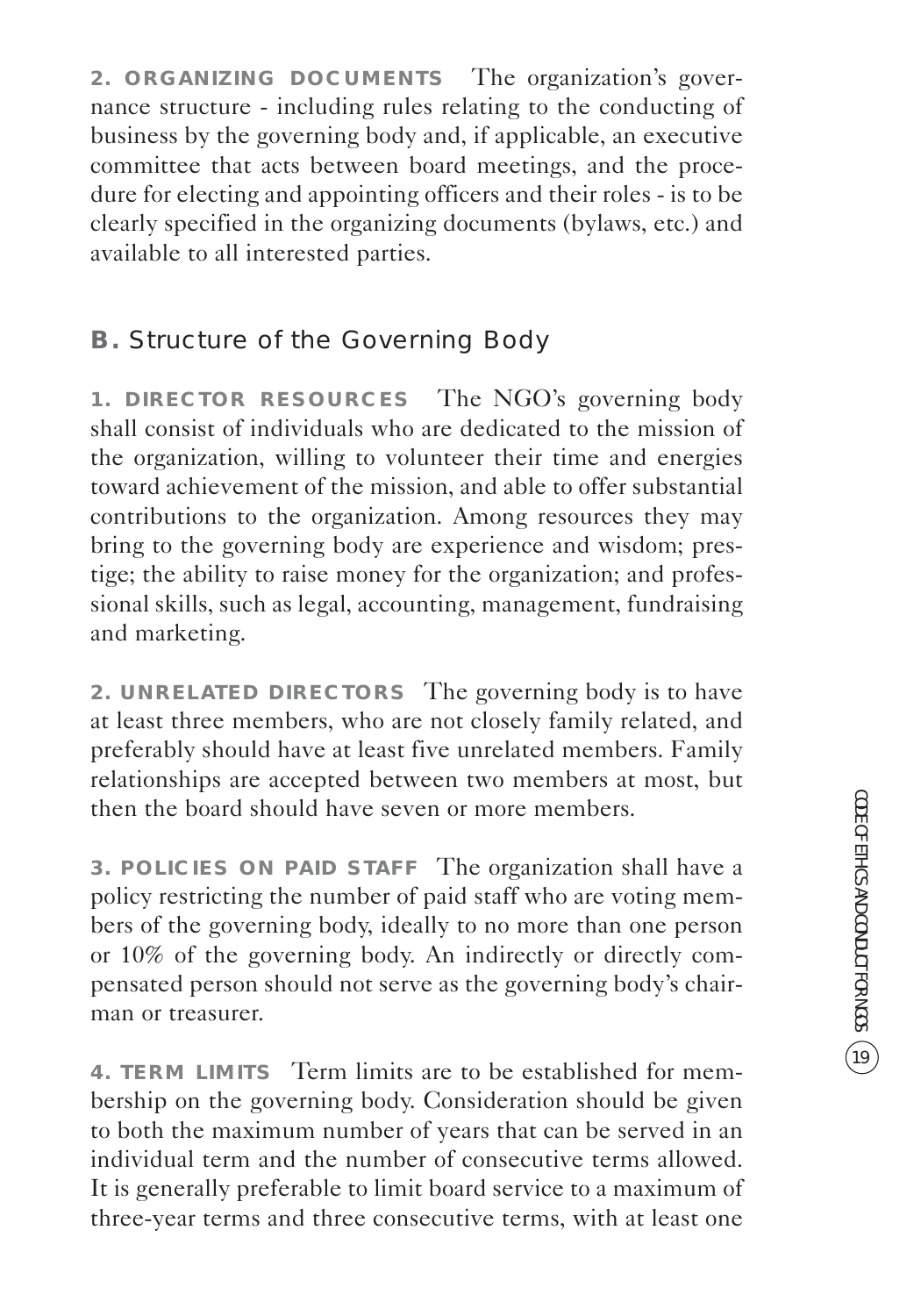**2. ORGANIZING DOCUMENTS** The organization's governance structure - including rules relating to the conducting of business by the governing body and, if applicable, an executive committee that acts between board meetings, and the procedure for electing and appointing officers and their roles - is to be clearly specified in the organizing documents (bylaws, etc.) and available to all interested parties.

## B. Structure of the Governing Body

**1. DIRECTOR RESOURCES** The NGO's governing body shall consist of individuals who are dedicated to the mission of the organization, willing to volunteer their time and energies toward achievement of the mission, and able to offer substantial contributions to the organization. Among resources they may bring to the governing body are experience and wisdom; prestige; the ability to raise money for the organization; and professional skills, such as legal, accounting, management, fundraising and marketing.

**2. UNRELATED DIRECTORS** The governing body is to have at least three members, who are not closely family related, and preferably should have at least five unrelated members. Family relationships are accepted between two members at most, but then the board should have seven or more members.

**3. POLICIES ON PAID STAFF** The organization shall have a policy restricting the number of paid staff who are voting members of the governing body, ideally to no more than one person or 10% of the governing body. An indirectly or directly compensated person should not serve as the governing body's chairman or treasurer.

**4. TERM LIMITS** Term limits are to be established for membership on the governing body. Consideration should be given to both the maximum number of years that can be served in an individual term and the number of consecutive terms allowed. It is generally preferable to limit board service to a maximum of three-year terms and three consecutive terms, with at least one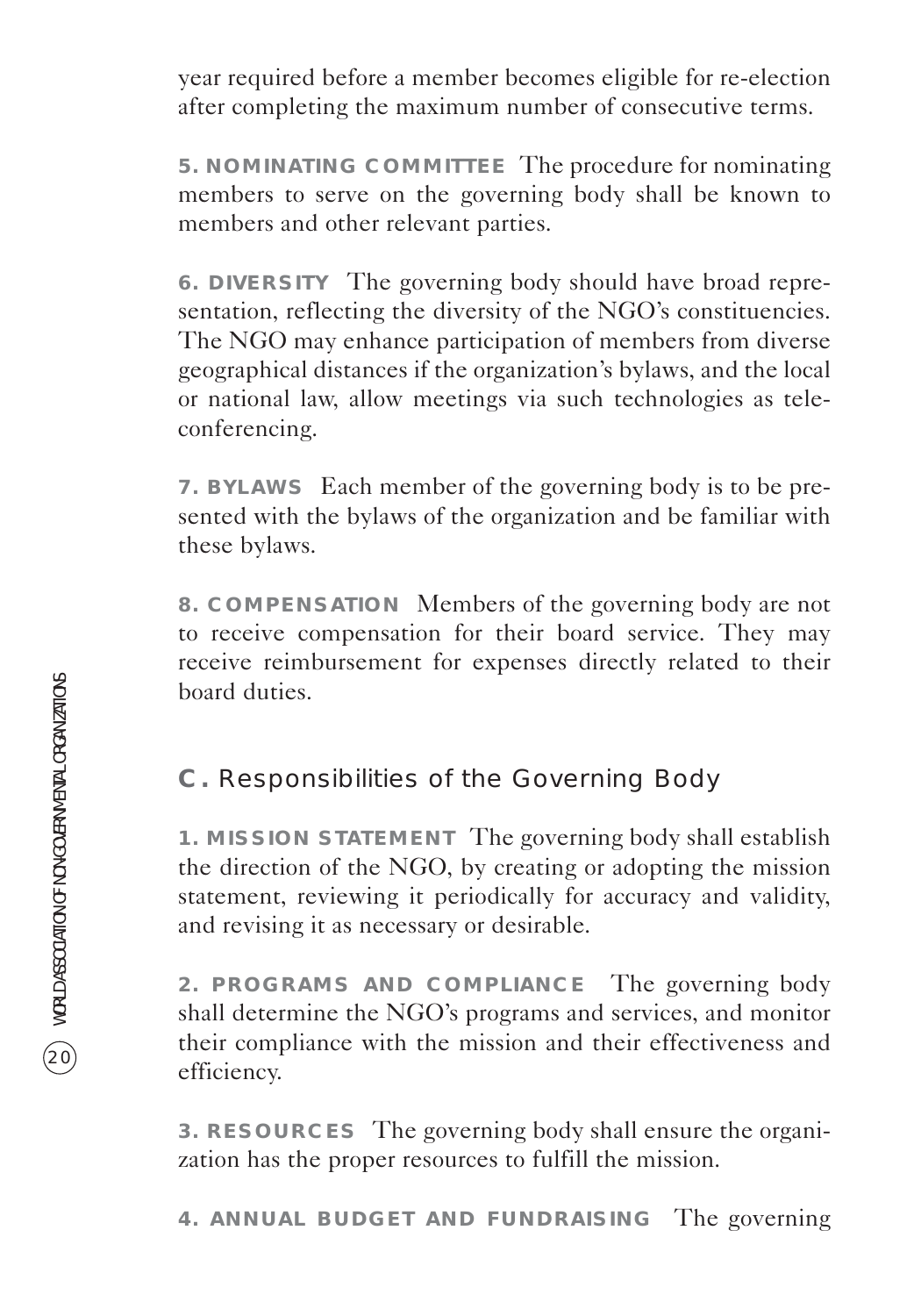year required before a member becomes eligible for re-election after completing the maximum number of consecutive terms.

**5. NOMINATING COMMITTEE** The procedure for nominating members to serve on the governing body shall be known to members and other relevant parties.

**6. DIVERSITY** The governing body should have broad representation, reflecting the diversity of the NGO's constituencies. The NGO may enhance participation of members from diverse geographical distances if the organization's bylaws, and the local or national law, allow meetings via such technologies as teleconferencing.

**7. BYLAWS** Each member of the governing body is to be presented with the bylaws of the organization and be familiar with these bylaws.

**8. COMPENSATION** Members of the governing body are not to receive compensation for their board service. They may receive reimbursement for expenses directly related to their board duties.

## C. Responsibilities of the Governing Body

**1. MISSION STATEMENT** The governing body shall establish the direction of the NGO, by creating or adopting the mission statement, reviewing it periodically for accuracy and validity, and revising it as necessary or desirable.

**2. PROGRAMS AND COMPLIANCE** The governing body shall determine the NGO's programs and services, and monitor their compliance with the mission and their effectiveness and efficiency.

**3. RESOURCES** The governing body shall ensure the organization has the proper resources to fulfill the mission.

**4. ANNUAL BUDGET AND FUNDRAISING** The governing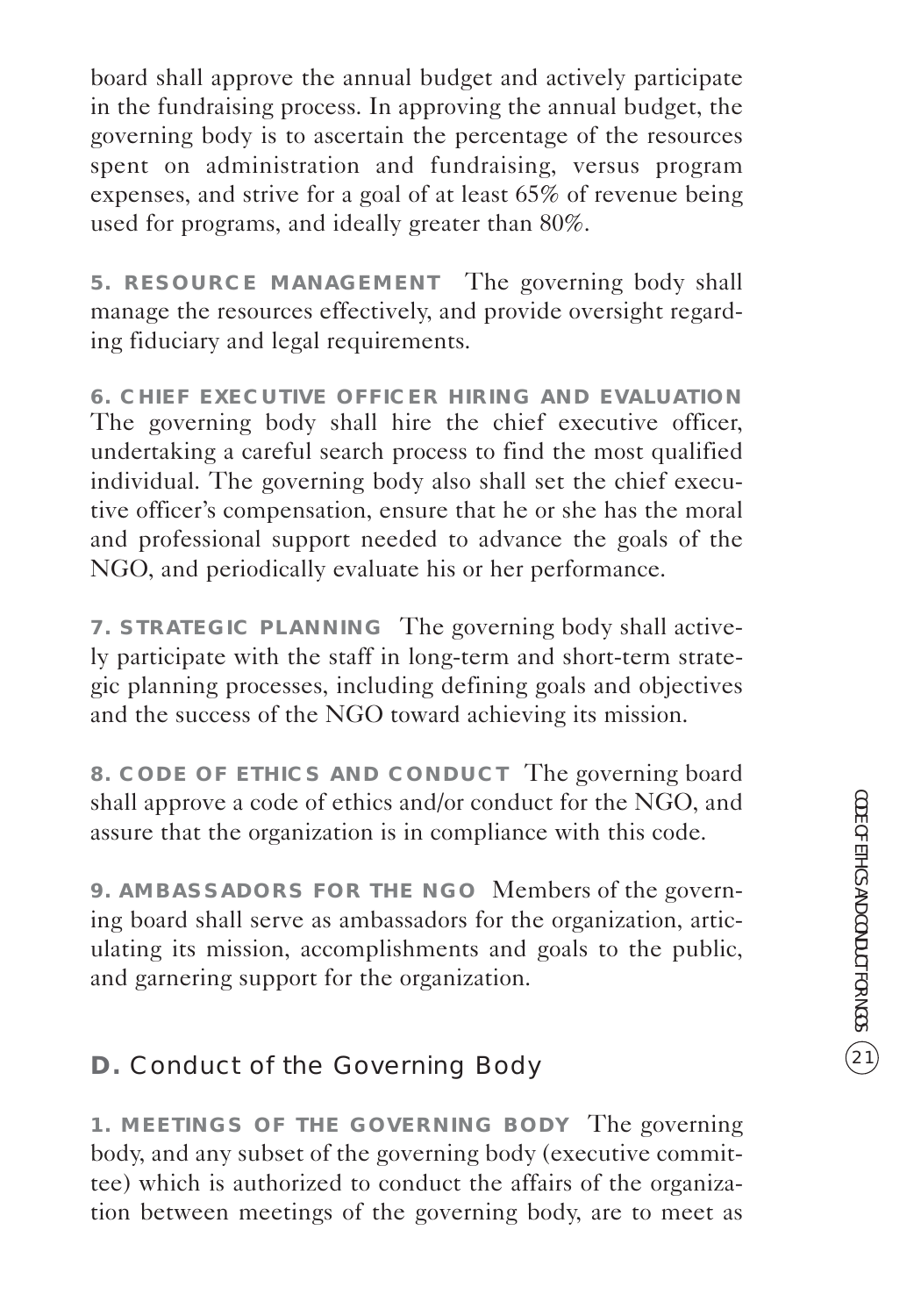board shall approve the annual budget and actively participate in the fundraising process. In approving the annual budget, the governing body is to ascertain the percentage of the resources spent on administration and fundraising, versus program expenses, and strive for a goal of at least 65% of revenue being used for programs, and ideally greater than 80%.

**5. RESOURCE MANAGEMENT** The governing body shall manage the resources effectively, and provide oversight regarding fiduciary and legal requirements.

**6. CHIEF EXECUTIVE OFFICER HIRING AND EVALUATION** The governing body shall hire the chief executive officer, undertaking a careful search process to find the most qualified individual. The governing body also shall set the chief executive officer's compensation, ensure that he or she has the moral and professional support needed to advance the goals of the NGO, and periodically evaluate his or her performance.

**7. STRATEGIC PLANNING** The governing body shall actively participate with the staff in long-term and short-term strategic planning processes, including defining goals and objectives and the success of the NGO toward achieving its mission.

**8. CODE OF ETHICS AND CONDUCT** The governing board shall approve a code of ethics and/or conduct for the NGO, and assure that the organization is in compliance with this code.

**9. AMBASSADORS FOR THE NGO** Members of the governing board shall serve as ambassadors for the organization, articulating its mission, accomplishments and goals to the public, and garnering support for the organization.

## D. Conduct of the Governing Body

**1. MEETINGS OF THE GOVERNING BODY** The governing body, and any subset of the governing body (executive committee) which is authorized to conduct the affairs of the organization between meetings of the governing body, are to meet as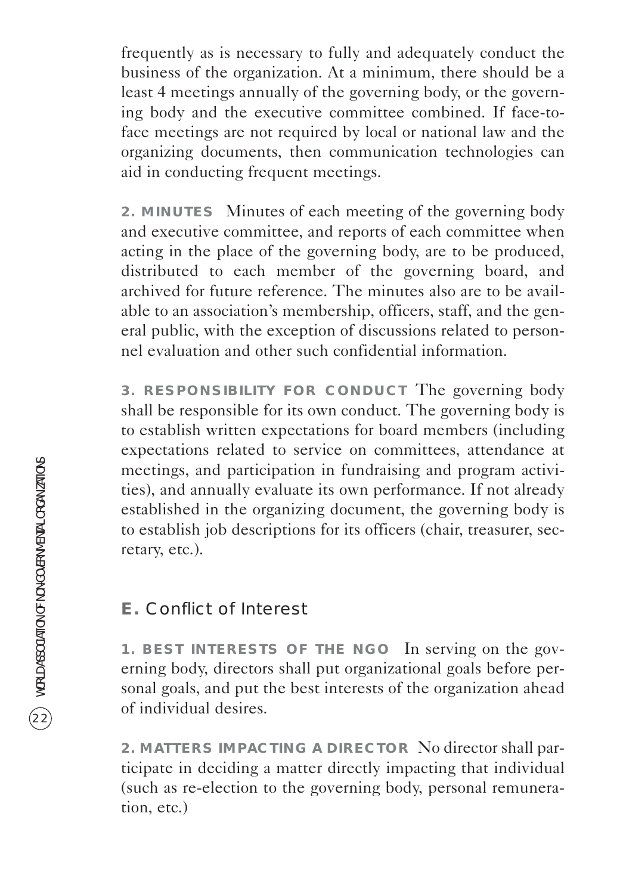frequently as is necessary to fully and adequately conduct the business of the organization. At a minimum, there should be a least 4 meetings annually of the governing body, or the governing body and the executive committee combined. If face-to-face meetings are not required by local or national law and the organizing documents, then communication technologies can aid in conducting frequent meetings.

**2. MINUTES** Minutes of each meeting of the governing body and executive committee, and reports of each committee when acting in the place of the governing body, are to be produced, distributed to each member of the governing board, and archived for future reference. The minutes also are to be available to an association's membership, officers, staff, and the general public, with the exception of discussions related to personnel evaluation and other such confidential information.

**3. RESPONSIBILITY FOR CONDUCT** The governing body shall be responsible for its own conduct. The governing body is to establish written expectations for board members (including expectations related to service on committees, attendance at meetings, and participation in fundraising and program activities), and annually evaluate its own performance. If not already established in the organizing document, the governing body is to establish job descriptions for its officers (chair, treasurer, secretary, etc.).

## E. Conflict of Interest

**1. BEST INTERESTS OF THE NGO** In serving on the governing body, directors shall put organizational goals before personal goals, and put the best interests of the organization ahead of individual desires.

**2. MATTERS IMPACTING A DIRECTOR** No director shall participate in deciding a matter directly impacting that individual (such as re-election to the governing body, personal remuneration, etc.)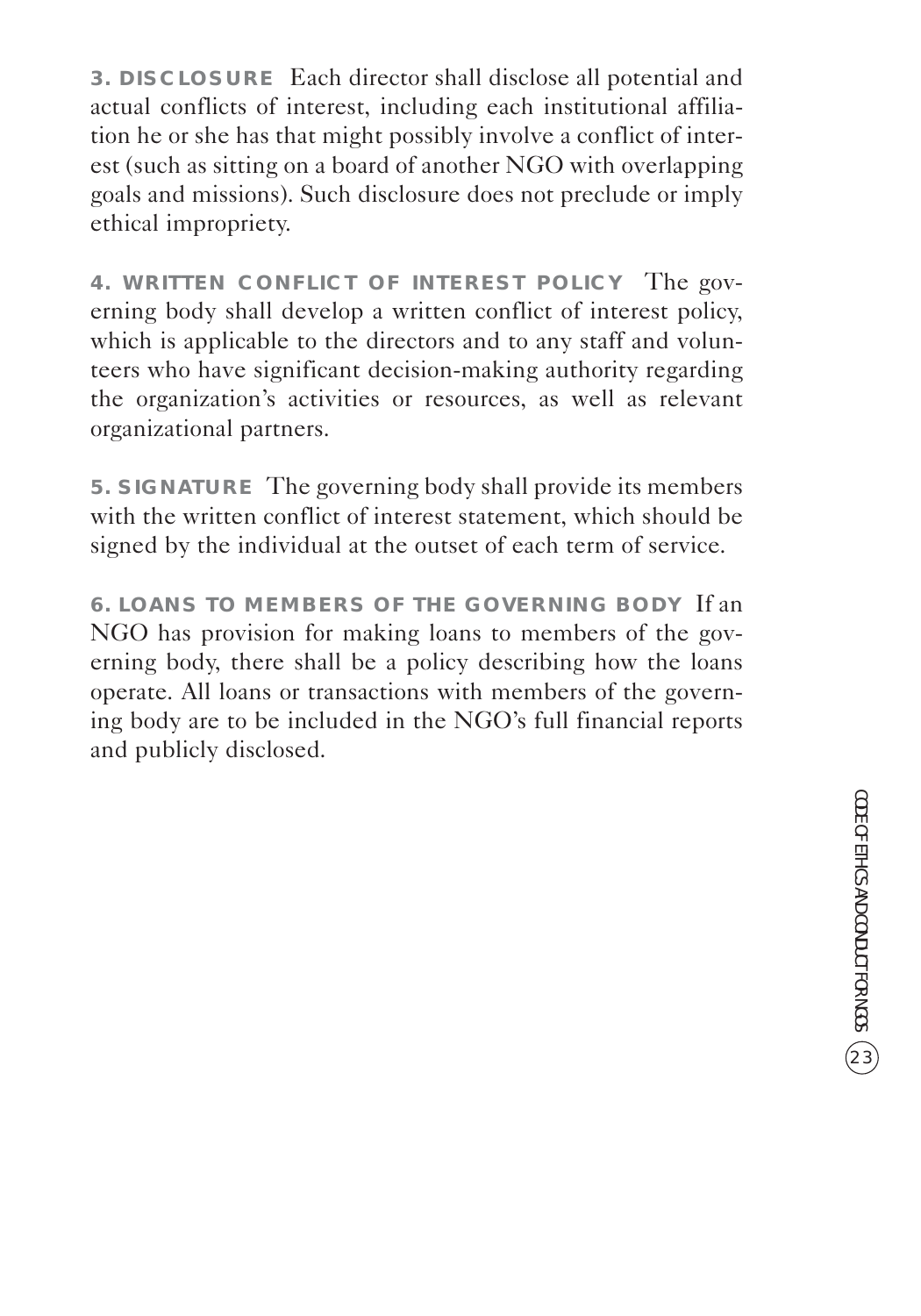**3. DISCLOSURE** Each director shall disclose all potential and actual conflicts of interest, including each institutional affiliation he or she has that might possibly involve a conflict of interest (such as sitting on a board of another NGO with overlapping goals and missions). Such disclosure does not preclude or imply ethical impropriety.

**4. WRITTEN CONFLICT OF INTEREST POLICY** The governing body shall develop a written conflict of interest policy, which is applicable to the directors and to any staff and volunteers who have significant decision-making authority regarding the organization's activities or resources, as well as relevant organizational partners.

**5. SIGNATURE** The governing body shall provide its members with the written conflict of interest statement, which should be signed by the individual at the outset of each term of service.

**6. LOANS TO MEMBERS OF THE GOVERNING BODY** If an NGO has provision for making loans to members of the governing body, there shall be a policy describing how the loans operate. All loans or transactions with members of the governing body are to be included in the NGO's full financial reports and publicly disclosed.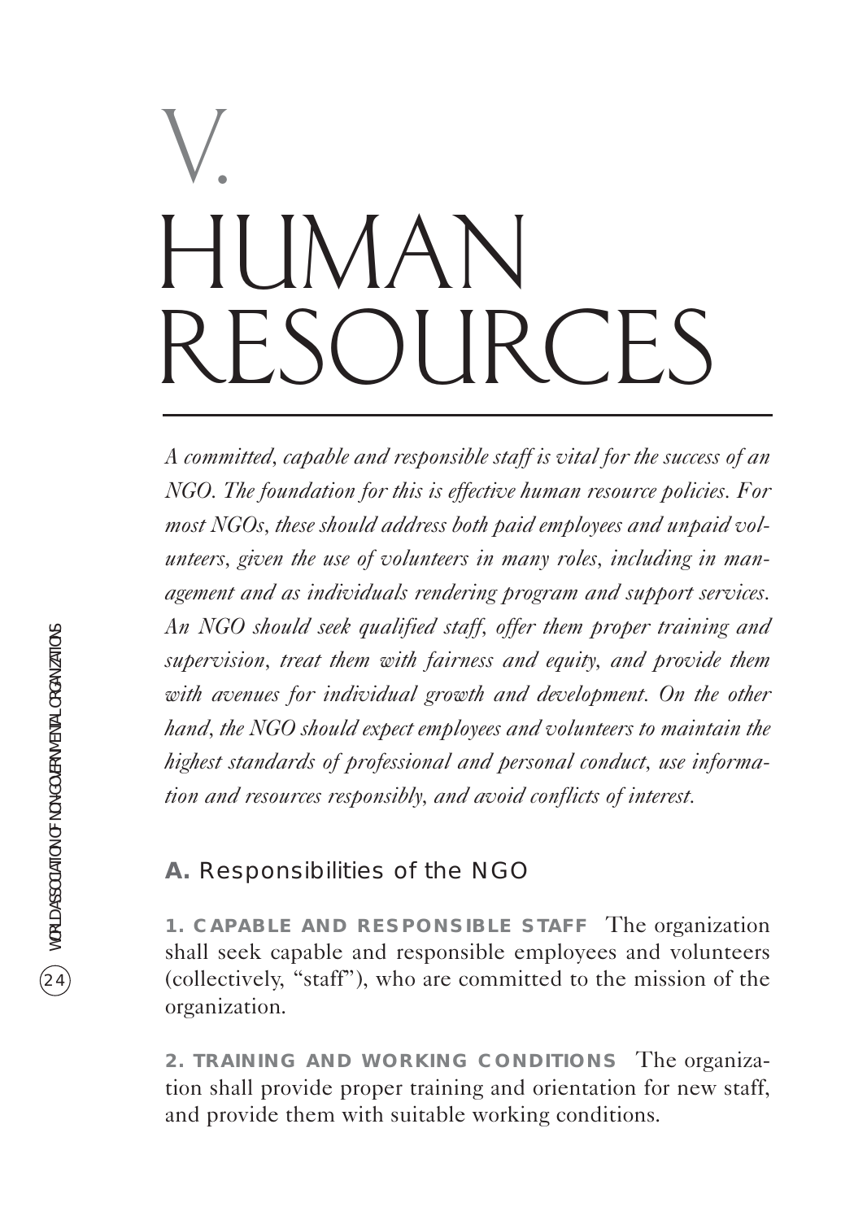# V. HUMAN RESOURCES

*A committed, capable and responsible staff is vital for the success of an NGO. The foundation for this is effective human resource policies. For most NGOs, these should address both paid employees and unpaid volunteers, given the use of volunteers in many roles, including in management and as individuals rendering program and support services. An NGO should seek qualified staff, offer them proper training and supervision, treat them with fairness and equity, and provide them with avenues for individual growth and development. On the other hand, the NGO should expect employees and volunteers to maintain the highest standards of professional and personal conduct, use information and resources responsibly, and avoid conflicts of interest.*

## A. Responsibilities of the NGO

**1. CAPABLE AND RESPONSIBLE STAFF** The organization shall seek capable and responsible employees and volunteers (collectively, "staff"), who are committed to the mission of the organization.

**2. TRAINING AND WORKING CONDITIONS** The organization shall provide proper training and orientation for new staff, and provide them with suitable working conditions.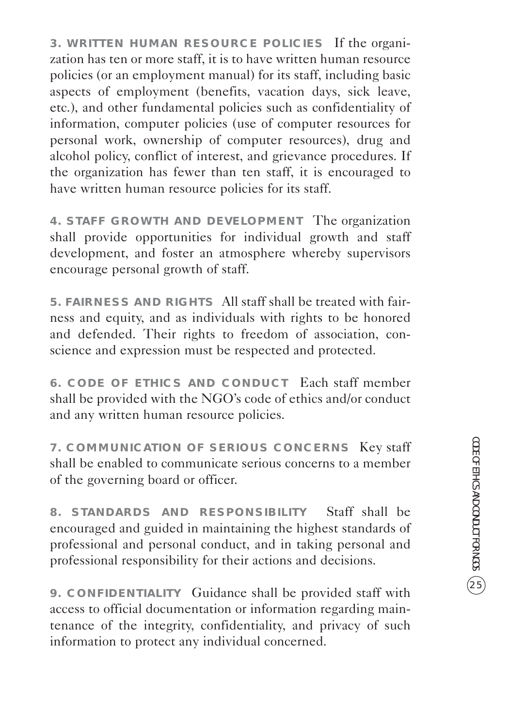**3. WRITTEN HUMAN RESOURCE POLICIES** If the organization has ten or more staff, it is to have written human resource policies (or an employment manual) for its staff, including basic aspects of employment (benefits, vacation days, sick leave, etc.), and other fundamental policies such as confidentiality of information, computer policies (use of computer resources for personal work, ownership of computer resources), drug and alcohol policy, conflict of interest, and grievance procedures. If the organization has fewer than ten staff, it is encouraged to have written human resource policies for its staff.

**4. STAFF GROWTH AND DEVELOPMENT** The organization shall provide opportunities for individual growth and staff development, and foster an atmosphere whereby supervisors encourage personal growth of staff.

**5. FAIRNESS AND RIGHTS** All staff shall be treated with fairness and equity, and as individuals with rights to be honored and defended. Their rights to freedom of association, conscience and expression must be respected and protected.

**6. CODE OF ETHICS AND CONDUCT** Each staff member shall be provided with the NGO's code of ethics and/or conduct and any written human resource policies.

**7. COMMUNICATION OF SERIOUS CONCERNS** Key staff shall be enabled to communicate serious concerns to a member of the governing board or officer.

**8. STANDARDS AND RESPONSIBILITY** Staff shall be encouraged and guided in maintaining the highest standards of professional and personal conduct, and in taking personal and professional responsibility for their actions and decisions.

**9. CONFIDENTIALITY** Guidance shall be provided staff with access to official documentation or information regarding maintenance of the integrity, confidentiality, and privacy of such information to protect any individual concerned.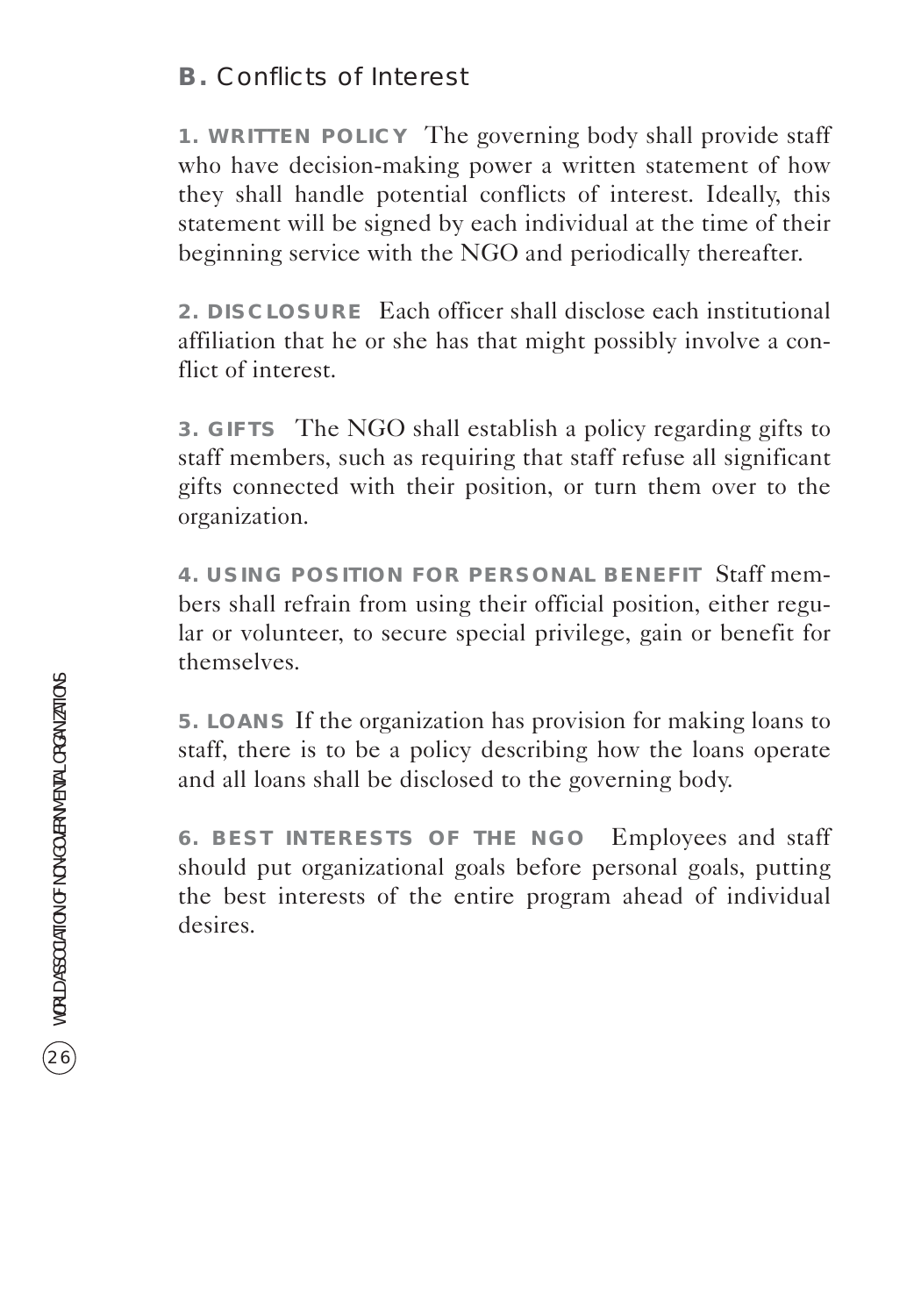## B. Conflicts of Interest

**1. WRITTEN POLICY** The governing body shall provide staff who have decision-making power a written statement of how they shall handle potential conflicts of interest. Ideally, this statement will be signed by each individual at the time of their beginning service with the NGO and periodically thereafter.

**2. DISCLOSURE** Each officer shall disclose each institutional affiliation that he or she has that might possibly involve a conflict of interest.

**3. GIFTS** The NGO shall establish a policy regarding gifts to staff members, such as requiring that staff refuse all significant gifts connected with their position, or turn them over to the organization.

**4. USING POSITION FOR PERSONAL BENEFIT** Staff members shall refrain from using their official position, either regular or volunteer, to secure special privilege, gain or benefit for themselves.

**5. LOANS** If the organization has provision for making loans to staff, there is to be a policy describing how the loans operate and all loans shall be disclosed to the governing body.

**6. BEST INTERESTS OF THE NGO** Employees and staff should put organizational goals before personal goals, putting the best interests of the entire program ahead of individual desires.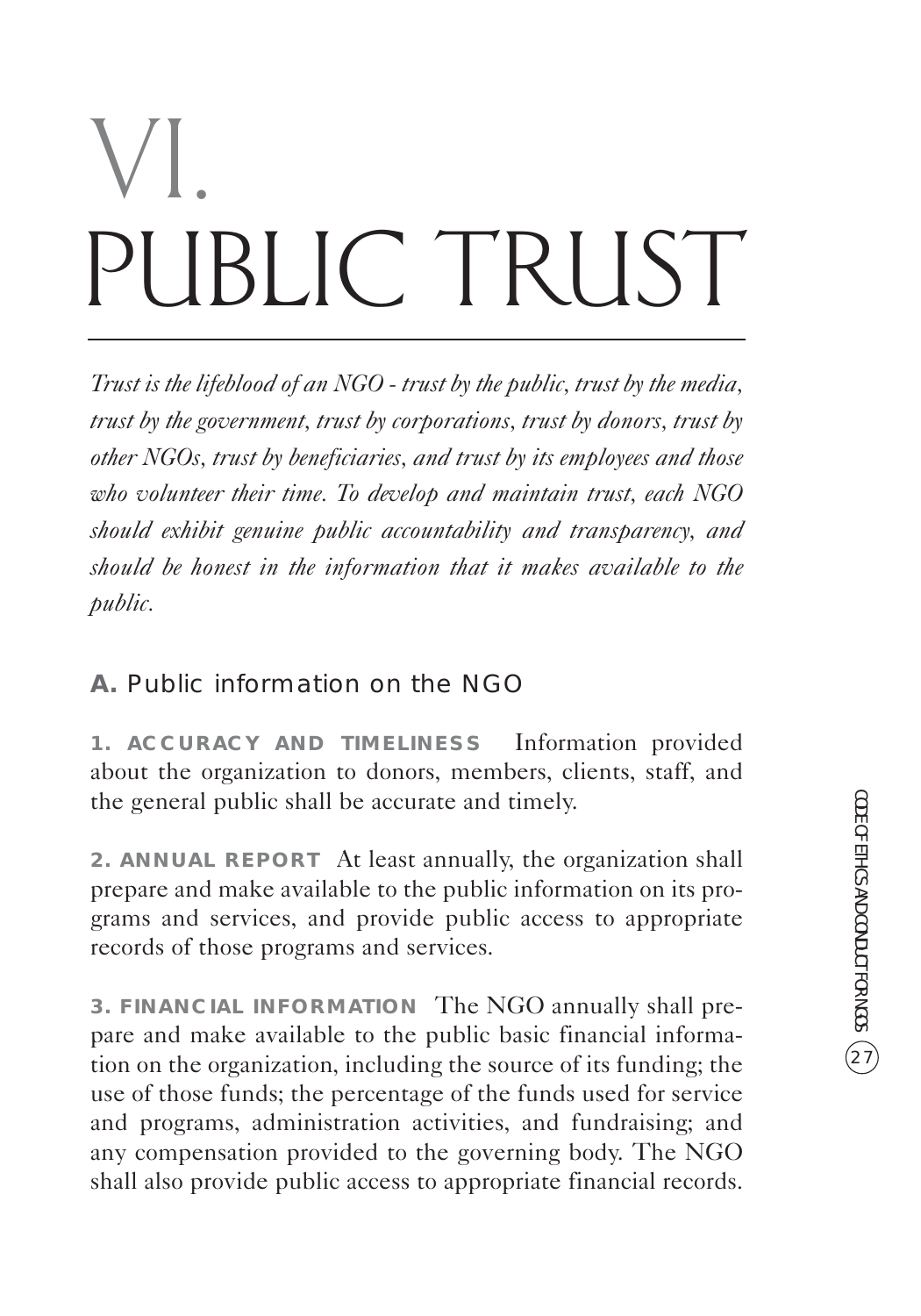# VI. PUBLIC TRUST

*Trust is the lifeblood of an NGO - trust by the public, trust by the media, trust by the government, trust by corporations, trust by donors, trust by other NGOs, trust by beneficiaries, and trust by its employees and those who volunteer their time. To develop and maintain trust, each NGO should exhibit genuine public accountability and transparency, and should be honest in the information that it makes available to the public.*

## A. Public information on the NGO

**1. ACCURACY AND TIMELINESS** Information provided about the organization to donors, members, clients, staff, and the general public shall be accurate and timely.

**2. ANNUAL REPORT** At least annually, the organization shall prepare and make available to the public information on its programs and services, and provide public access to appropriate records of those programs and services.

**3. FINANCIAL INFORMATION** The NGO annually shall prepare and make available to the public basic financial information on the organization, including the source of its funding; the use of those funds; the percentage of the funds used for service and programs, administration activities, and fundraising; and any compensation provided to the governing body. The NGO shall also provide public access to appropriate financial records.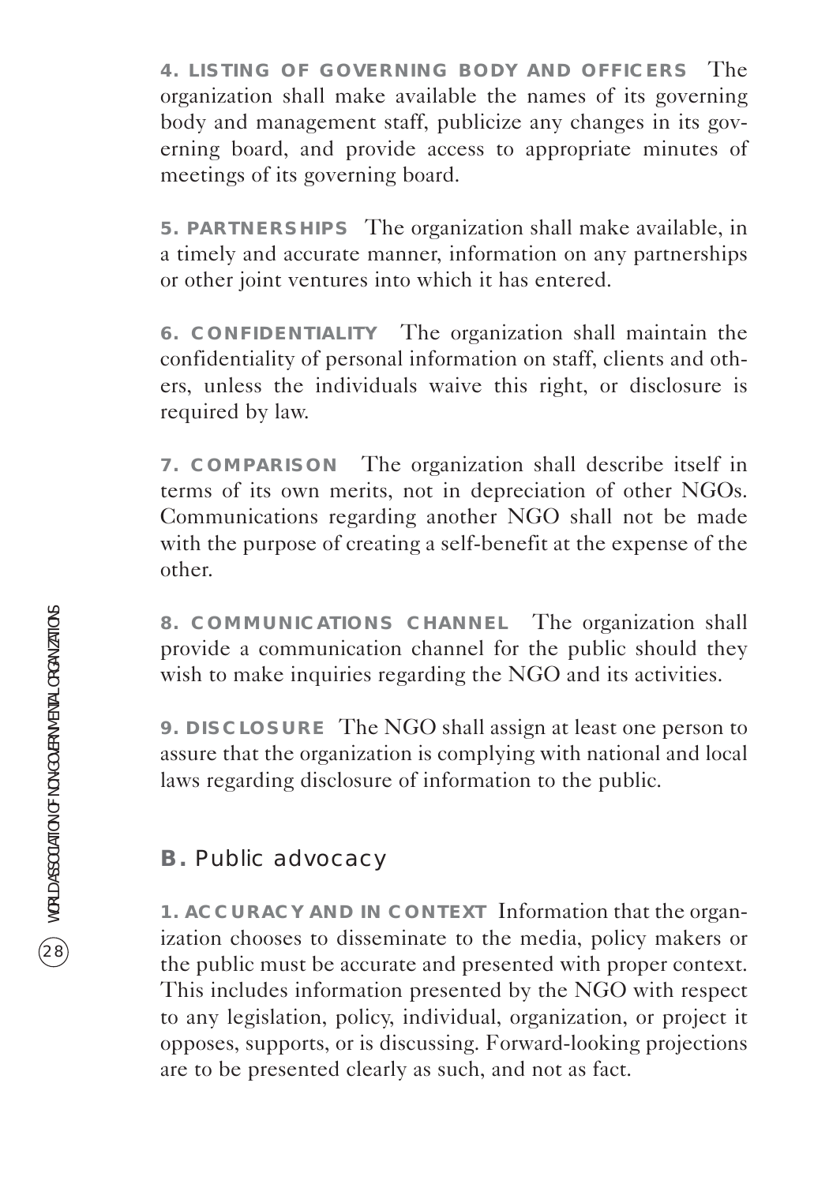**4. LISTING OF GOVERNING BODY AND OFFICERS** The organization shall make available the names of its governing body and management staff, publicize any changes in its governing board, and provide access to appropriate minutes of meetings of its governing board.

**5. PARTNERSHIPS** The organization shall make available, in a timely and accurate manner, information on any partnerships or other joint ventures into which it has entered.

**6. CONFIDENTIALITY** The organization shall maintain the confidentiality of personal information on staff, clients and others, unless the individuals waive this right, or disclosure is required by law.

**7. COMPARISON** The organization shall describe itself in terms of its own merits, not in depreciation of other NGOs. Communications regarding another NGO shall not be made with the purpose of creating a self-benefit at the expense of the other.

**8. COMMUNICATIONS CHANNEL** The organization shall provide a communication channel for the public should they wish to make inquiries regarding the NGO and its activities.

**9. DISCLOSURE** The NGO shall assign at least one person to assure that the organization is complying with national and local laws regarding disclosure of information to the public.

## B. Public advocacy

**1. ACCURACY AND IN CONTEXT** Information that the organization chooses to disseminate to the media, policy makers or the public must be accurate and presented with proper context. This includes information presented by the NGO with respect to any legislation, policy, individual, organization, or project it opposes, supports, or is discussing. Forward-looking projections are to be presented clearly as such, and not as fact.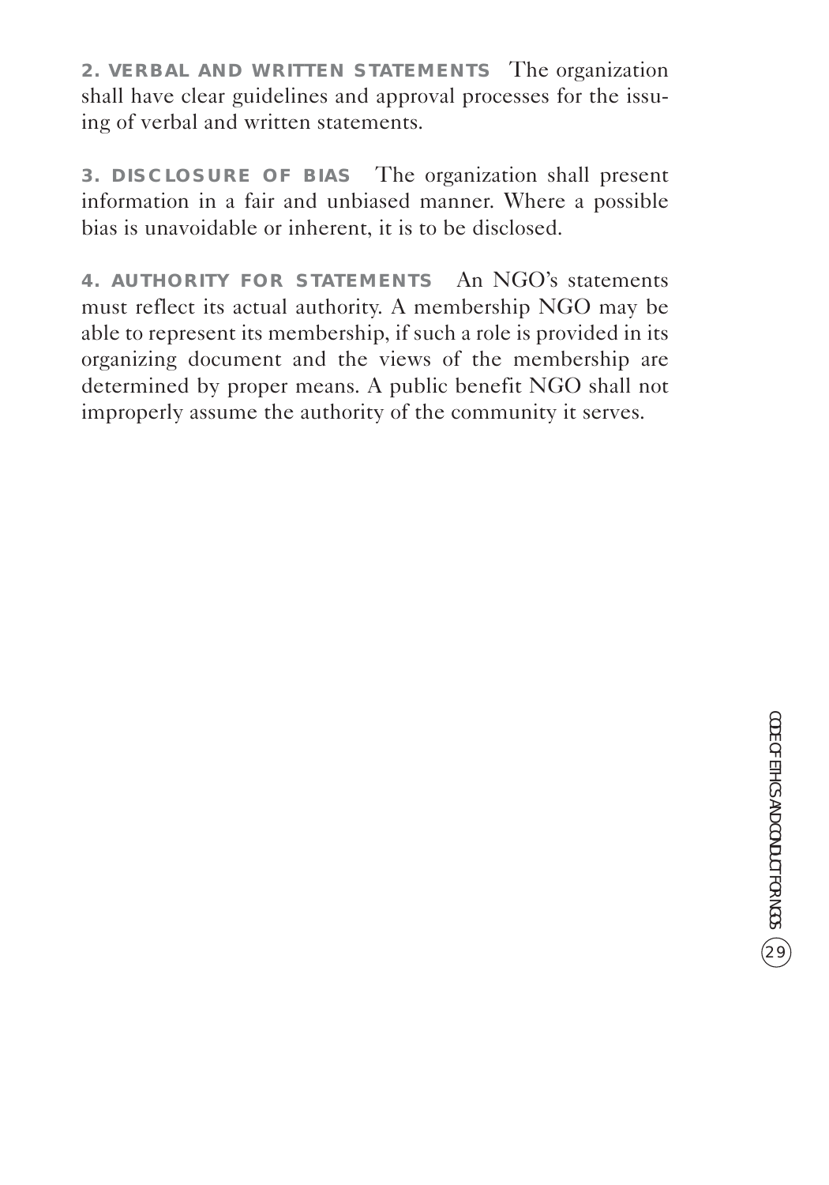**2. VERBAL AND WRITTEN STATEMENTS** The organization shall have clear guidelines and approval processes for the issuing of verbal and written statements.

**3. DISCLOSURE OF BIAS** The organization shall present information in a fair and unbiased manner. Where a possible bias is unavoidable or inherent, it is to be disclosed.

**4. AUTHORITY FOR STATEMENTS** An NGO's statements must reflect its actual authority. A membership NGO may be able to represent its membership, if such a role is provided in its organizing document and the views of the membership are determined by proper means. A public benefit NGO shall not improperly assume the authority of the community it serves.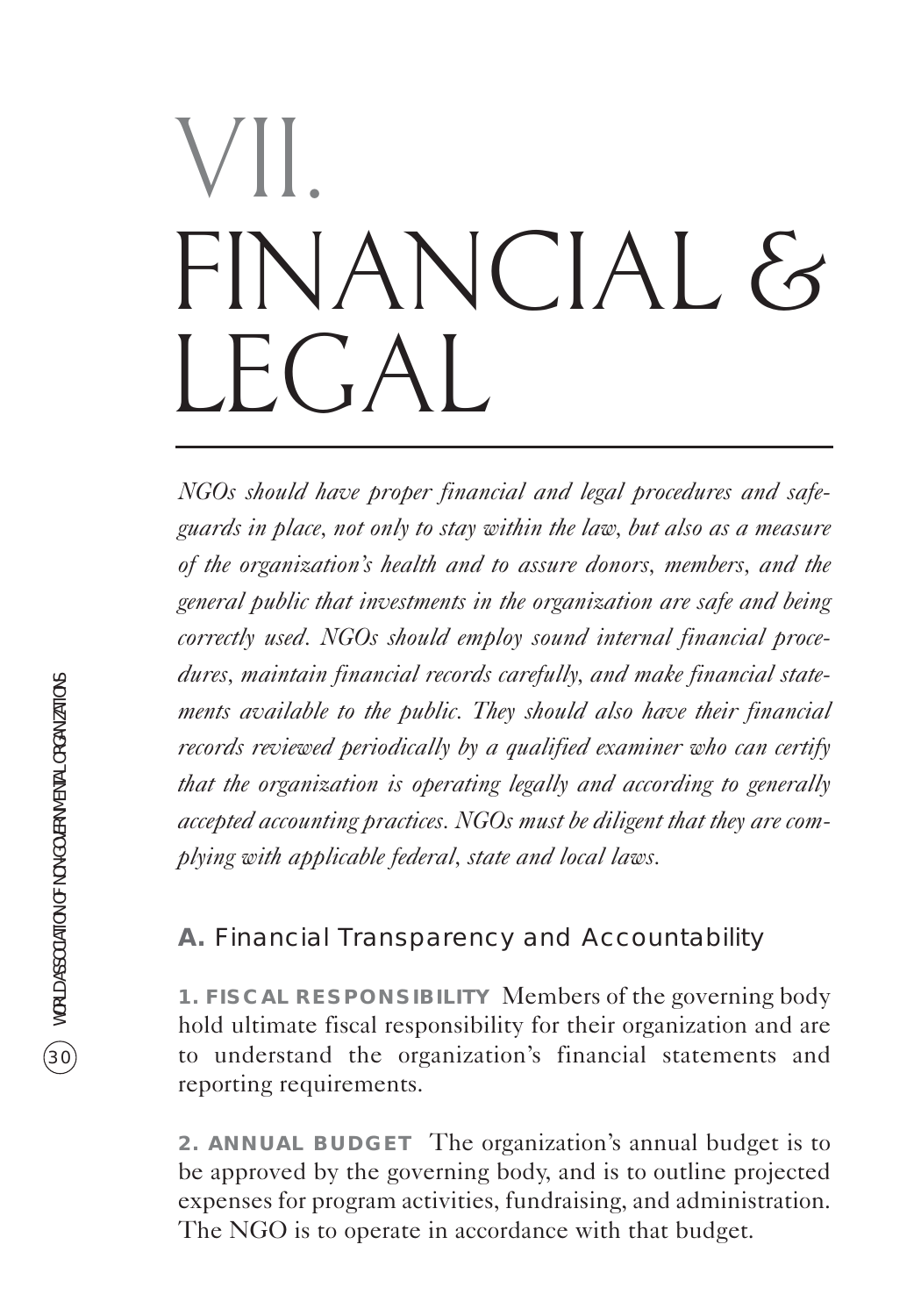# VII. FINANCIAL & LEGAL

*NGOs should have proper financial and legal procedures and safeguards in place, not only to stay within the law, but also as a measure of the organization's health and to assure donors, members, and the general public that investments in the organization are safe and being correctly used. NGOs should employ sound internal financial procedures, maintain financial records carefully, and make financial statements available to the public. They should also have their financial records reviewed periodically by a qualified examiner who can certify that the organization is operating legally and according to generally accepted accounting practices. NGOs must be diligent that they are complying with applicable federal, state and local laws.*

## A. Financial Transparency and Accountability

**1. FISCAL RESPONSIBILITY** Members of the governing body hold ultimate fiscal responsibility for their organization and are to understand the organization's financial statements and reporting requirements.

**2. ANNUAL BUDGET** The organization's annual budget is to be approved by the governing body, and is to outline projected expenses for program activities, fundraising, and administration. The NGO is to operate in accordance with that budget.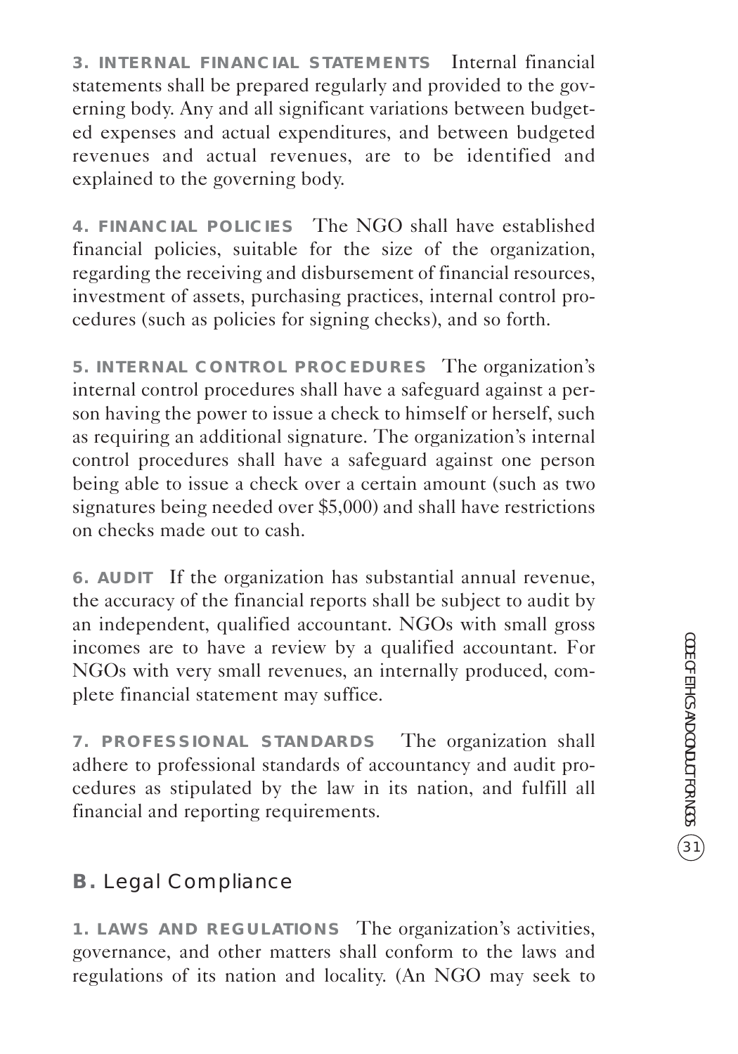**3. INTERNAL FINANCIAL STATEMENTS** Internal financial statements shall be prepared regularly and provided to the governing body. Any and all significant variations between budgeted expenses and actual expenditures, and between budgeted revenues and actual revenues, are to be identified and explained to the governing body.

**4. FINANCIAL POLICIES** The NGO shall have established financial policies, suitable for the size of the organization, regarding the receiving and disbursement of financial resources, investment of assets, purchasing practices, internal control procedures (such as policies for signing checks), and so forth.

**5. INTERNAL CONTROL PROCEDURES** The organization's internal control procedures shall have a safeguard against a person having the power to issue a check to himself or herself, such as requiring an additional signature. The organization's internal control procedures shall have a safeguard against one person being able to issue a check over a certain amount (such as two signatures being needed over $5,000) and shall have restrictions on checks made out to cash.

**6. AUDIT** If the organization has substantial annual revenue, the accuracy of the financial reports shall be subject to audit by an independent, qualified accountant. NGOs with small gross incomes are to have a review by a qualified accountant. For NGOs with very small revenues, an internally produced, complete financial statement may suffice.

**7. PROFESSIONAL STANDARDS** The organization shall adhere to professional standards of accountancy and audit procedures as stipulated by the law in its nation, and fulfill all financial and reporting requirements.

## B. Legal Compliance

**1. LAWS AND REGULATIONS** The organization's activities, governance, and other matters shall conform to the laws and regulations of its nation and locality. (An NGO may seek to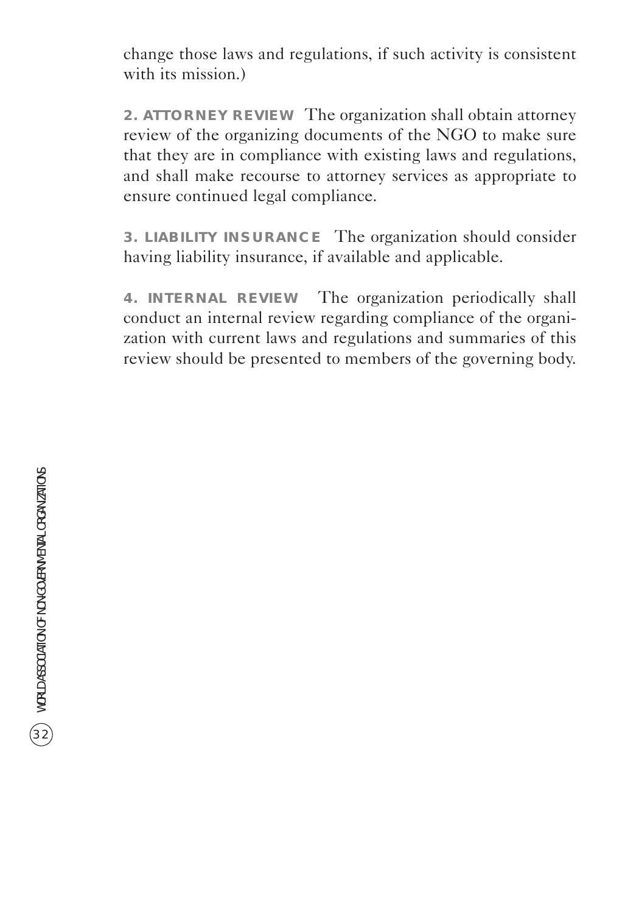change those laws and regulations, if such activity is consistent with its mission.)

**2. ATTORNEY REVIEW** The organization shall obtain attorney review of the organizing documents of the NGO to make sure that they are in compliance with existing laws and regulations, and shall make recourse to attorney services as appropriate to ensure continued legal compliance.

**3. LIABILITY INSURANCE** The organization should consider having liability insurance, if available and applicable.

**4. INTERNAL REVIEW** The organization periodically shall conduct an internal review regarding compliance of the organization with current laws and regulations and summaries of this review should be presented to members of the governing body.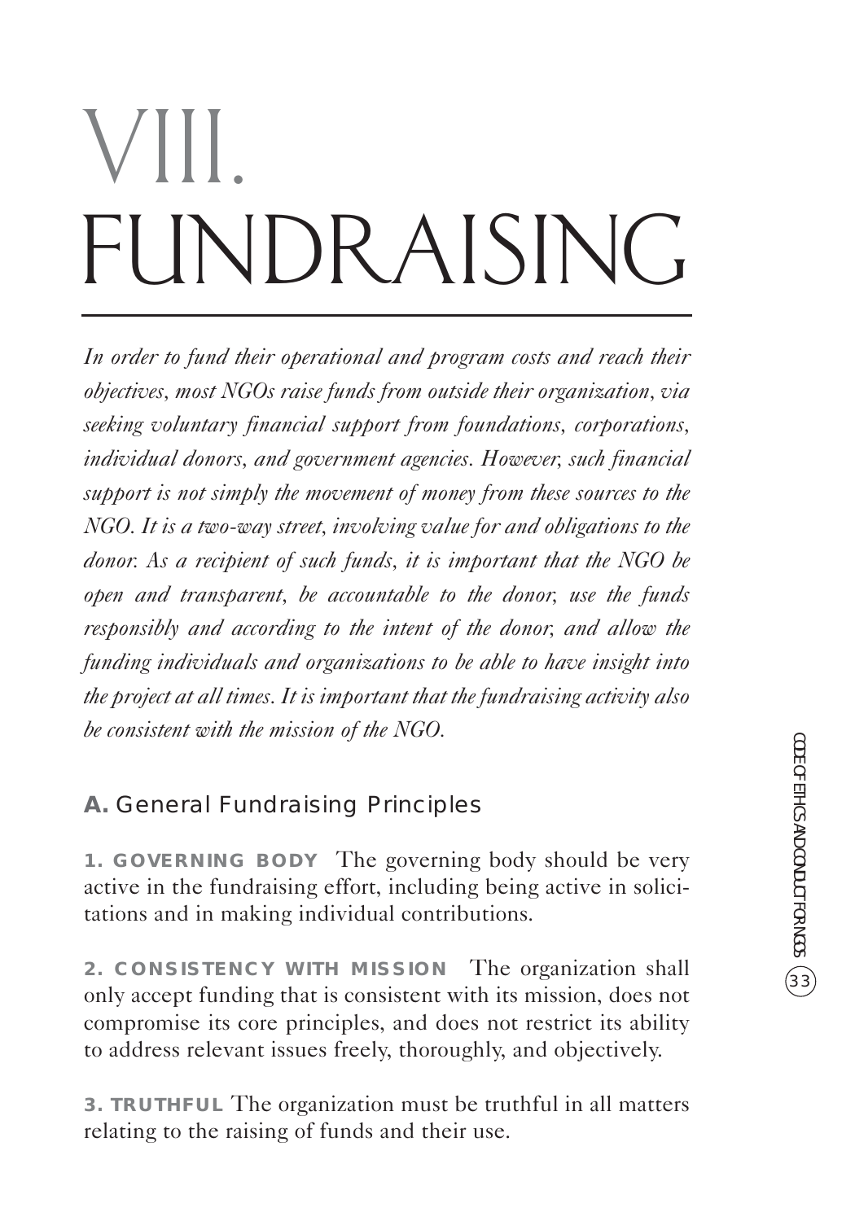# VIII. FUNDRAISING

*In order to fund their operational and program costs and reach their objectives, most NGOs raise funds from outside their organization, via seeking voluntary financial support from foundations, corporations, individual donors, and government agencies. However, such financial support is not simply the movement of money from these sources to the NGO. It is a two-way street, involving value for and obligations to the donor. As a recipient of such funds, it is important that the NGO be open and transparent, be accountable to the donor, use the funds responsibly and according to the intent of the donor, and allow the funding individuals and organizations to be able to have insight into the project at all times. It is important that the fundraising activity also be consistent with the mission of the NGO.*

## A. General Fundraising Principles

**1. GOVERNING BODY** The governing body should be very active in the fundraising effort, including being active in solicitations and in making individual contributions.

**2. CONSISTENCY WITH MISSION** The organization shall only accept funding that is consistent with its mission, does not compromise its core principles, and does not restrict its ability to address relevant issues freely, thoroughly, and objectively.

**3. TRUTHFUL** The organization must be truthful in all matters relating to the raising of funds and their use.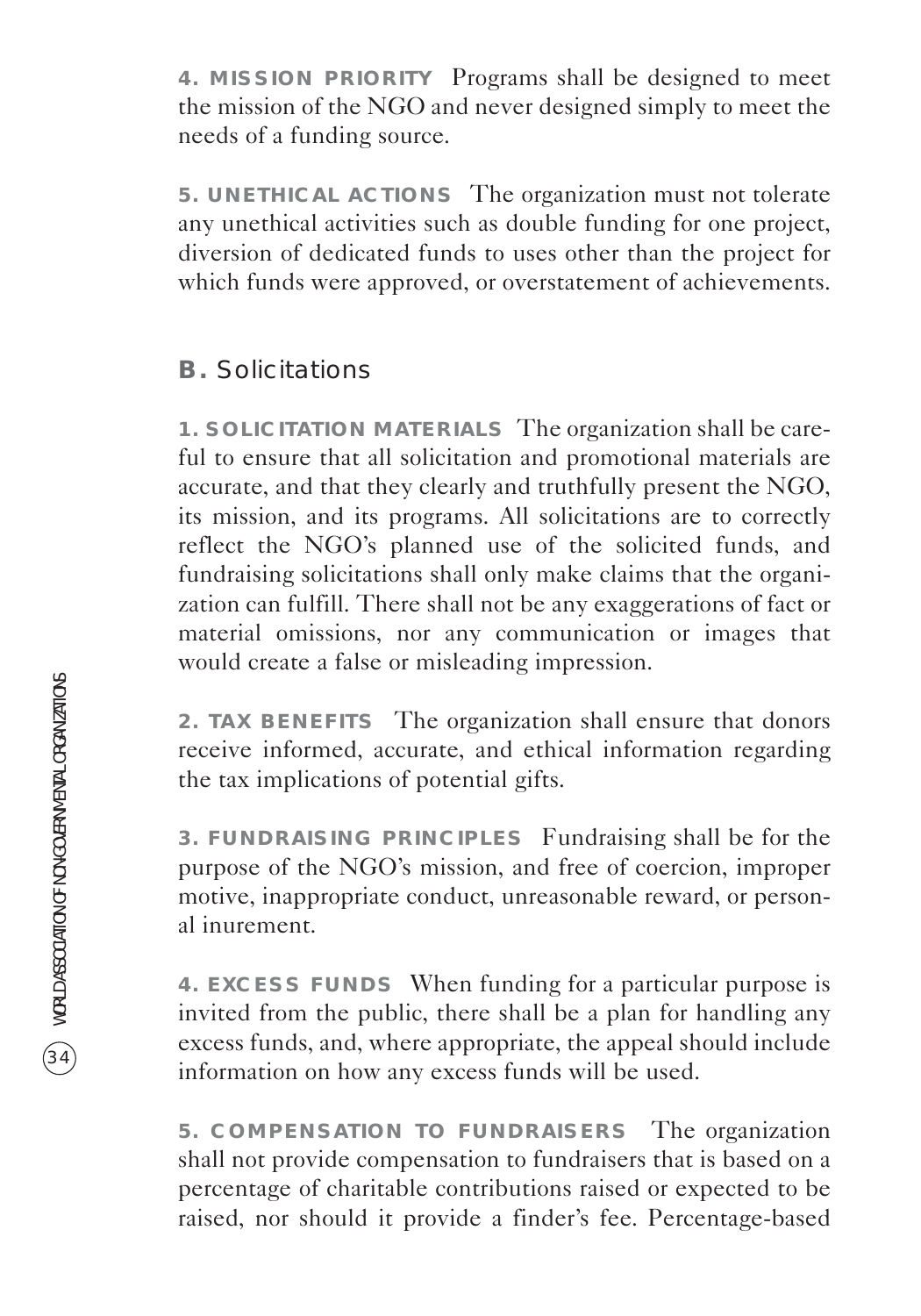**4. MISSION PRIORITY** Programs shall be designed to meet the mission of the NGO and never designed simply to meet the needs of a funding source.

**5. UNETHICAL ACTIONS** The organization must not tolerate any unethical activities such as double funding for one project, diversion of dedicated funds to uses other than the project for which funds were approved, or overstatement of achievements.

## B. Solicitations

**1. SOLICITATION MATERIALS** The organization shall be careful to ensure that all solicitation and promotional materials are accurate, and that they clearly and truthfully present the NGO, its mission, and its programs. All solicitations are to correctly reflect the NGO's planned use of the solicited funds, and fundraising solicitations shall only make claims that the organization can fulfill. There shall not be any exaggerations of fact or material omissions, nor any communication or images that would create a false or misleading impression.

**2. TAX BENEFITS** The organization shall ensure that donors receive informed, accurate, and ethical information regarding the tax implications of potential gifts.

**3. FUNDRAISING PRINCIPLES** Fundraising shall be for the purpose of the NGO's mission, and free of coercion, improper motive, inappropriate conduct, unreasonable reward, or personal inurement.

**4. EXCESS FUNDS** When funding for a particular purpose is invited from the public, there shall be a plan for handling any excess funds, and, where appropriate, the appeal should include information on how any excess funds will be used.

**5. COMPENSATION TO FUNDRAISERS** The organization shall not provide compensation to fundraisers that is based on a percentage of charitable contributions raised or expected to be raised, nor should it provide a finder's fee. Percentage-based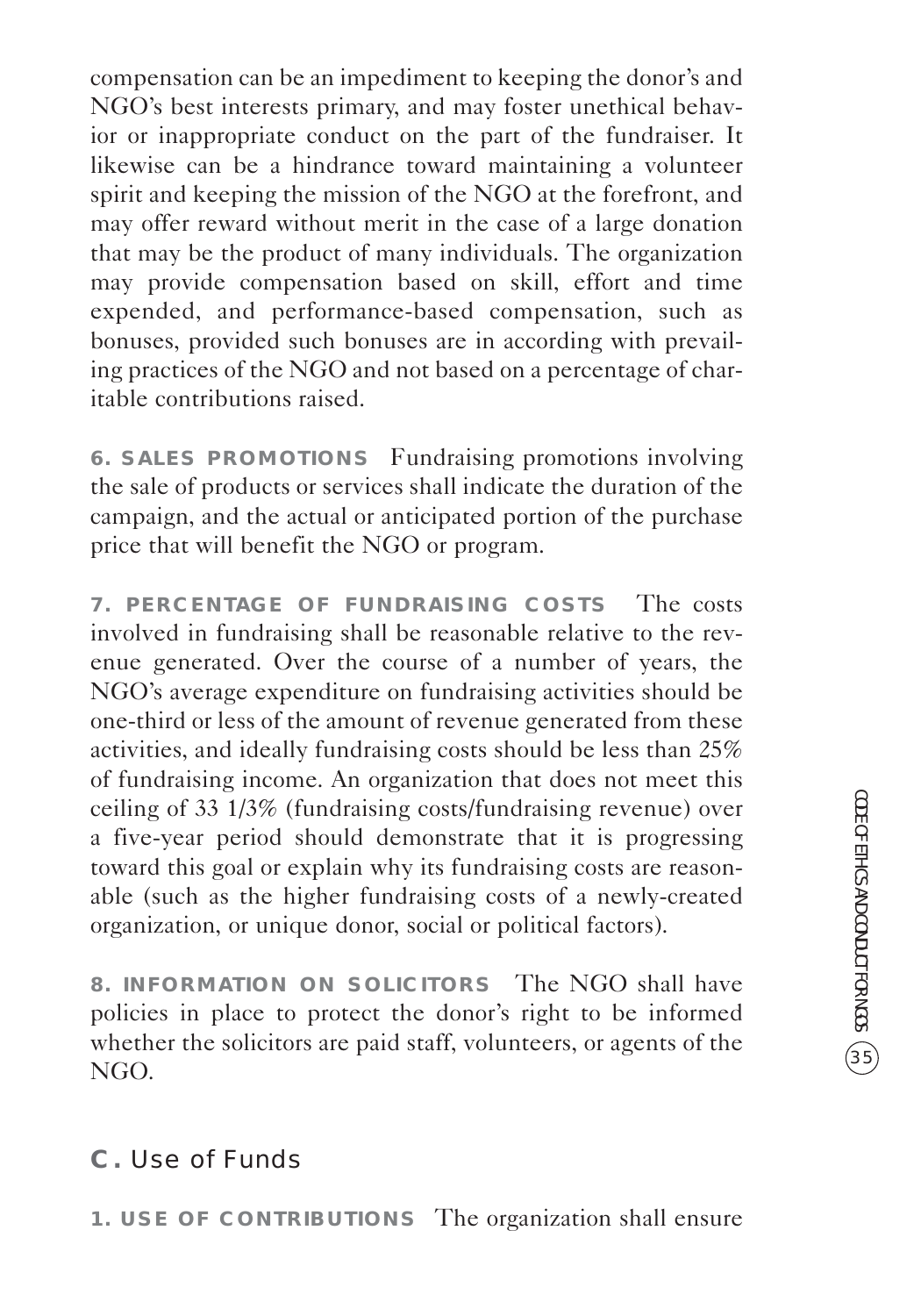compensation can be an impediment to keeping the donor's and NGO's best interests primary, and may foster unethical behavior or inappropriate conduct on the part of the fundraiser. It likewise can be a hindrance toward maintaining a volunteer spirit and keeping the mission of the NGO at the forefront, and may offer reward without merit in the case of a large donation that may be the product of many individuals. The organization may provide compensation based on skill, effort and time expended, and performance-based compensation, such as bonuses, provided such bonuses are in according with prevailing practices of the NGO and not based on a percentage of charitable contributions raised.

**6. SALES PROMOTIONS** Fundraising promotions involving the sale of products or services shall indicate the duration of the campaign, and the actual or anticipated portion of the purchase price that will benefit the NGO or program.

**7. PERCENTAGE OF FUNDRAISING COSTS** The costs involved in fundraising shall be reasonable relative to the revenue generated. Over the course of a number of years, the NGO's average expenditure on fundraising activities should be one-third or less of the amount of revenue generated from these activities, and ideally fundraising costs should be less than 25% of fundraising income. An organization that does not meet this ceiling of 33 1/3% (fundraising costs/fundraising revenue) over a five-year period should demonstrate that it is progressing toward this goal or explain why its fundraising costs are reasonable (such as the higher fundraising costs of a newly-created organization, or unique donor, social or political factors).

**8. INFORMATION ON SOLICITORS** The NGO shall have policies in place to protect the donor's right to be informed whether the solicitors are paid staff, volunteers, or agents of the NGO.

## C. Use of Funds

**1. USE OF CONTRIBUTIONS** The organization shall ensure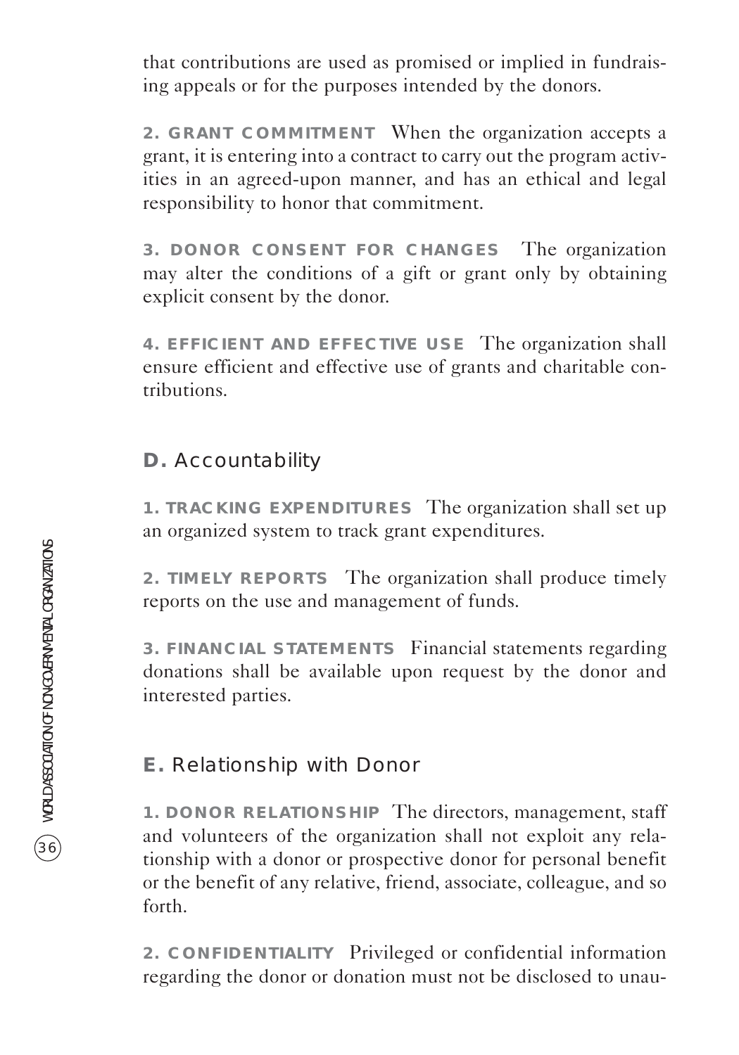that contributions are used as promised or implied in fundraising appeals or for the purposes intended by the donors.

**2. GRANT COMMITMENT** When the organization accepts a grant, it is entering into a contract to carry out the program activities in an agreed-upon manner, and has an ethical and legal responsibility to honor that commitment.

**3. DONOR CONSENT FOR CHANGES** The organization may alter the conditions of a gift or grant only by obtaining explicit consent by the donor.

**4. EFFICIENT AND EFFECTIVE USE** The organization shall ensure efficient and effective use of grants and charitable contributions.

## D. Accountability

**1. TRACKING EXPENDITURES** The organization shall set up an organized system to track grant expenditures.

**2. TIMELY REPORTS** The organization shall produce timely reports on the use and management of funds.

**3. FINANCIAL STATEMENTS** Financial statements regarding donations shall be available upon request by the donor and interested parties.

## E. Relationship with Donor

**1. DONOR RELATIONSHIP** The directors, management, staff and volunteers of the organization shall not exploit any relationship with a donor or prospective donor for personal benefit or the benefit of any relative, friend, associate, colleague, and so forth.

**2. CONFIDENTIALITY** Privileged or confidential information regarding the donor or donation must not be disclosed to unau-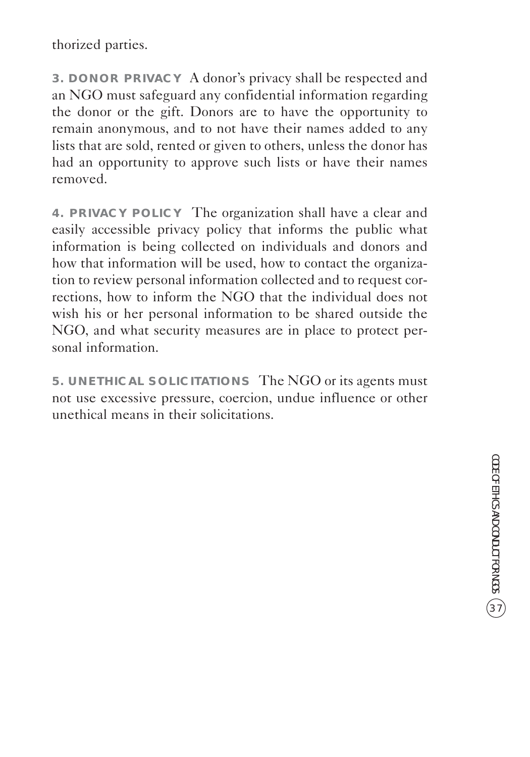thorized parties.

**3. DONOR PRIVACY** A donor's privacy shall be respected and an NGO must safeguard any confidential information regarding the donor or the gift. Donors are to have the opportunity to remain anonymous, and to not have their names added to any lists that are sold, rented or given to others, unless the donor has had an opportunity to approve such lists or have their names removed.

**4. PRIVACY POLICY** The organization shall have a clear and easily accessible privacy policy that informs the public what information is being collected on individuals and donors and how that information will be used, how to contact the organization to review personal information collected and to request corrections, how to inform the NGO that the individual does not wish his or her personal information to be shared outside the NGO, and what security measures are in place to protect personal information.

**5. UNETHICAL SOLICITATIONS** The NGO or its agents must not use excessive pressure, coercion, undue influence or other unethical means in their solicitations.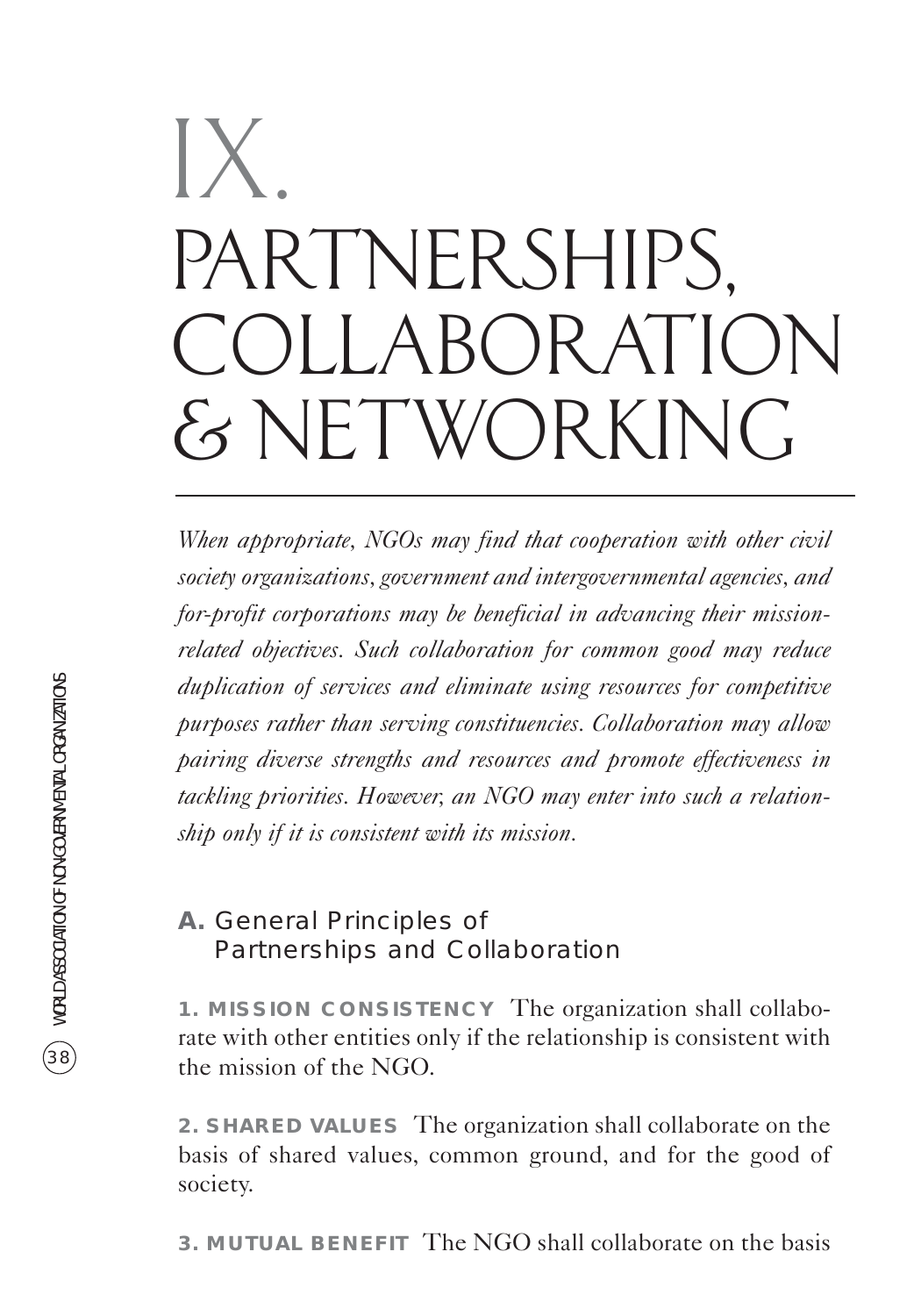# IX. PARTNERSHIPS, COLLABORATION & NETWORKING

*When appropriate, NGOs may find that cooperation with other civil society organizations, government and intergovernmental agencies, and for-profit corporations may be beneficial in advancing their mission-related objectives. Such collaboration for common good may reduce duplication of services and eliminate using resources for competitive purposes rather than serving constituencies. Collaboration may allow pairing diverse strengths and resources and promote effectiveness in tackling priorities. However, an NGO may enter into such a relationship only if it is consistent with its mission.*

## A. General Principles of Partnerships and Collaboration

**1. MISSION CONSISTENCY** The organization shall collaborate with other entities only if the relationship is consistent with the mission of the NGO.

**2. SHARED VALUES** The organization shall collaborate on the basis of shared values, common ground, and for the good of society.

**3. MUTUAL BENEFIT** The NGO shall collaborate on the basis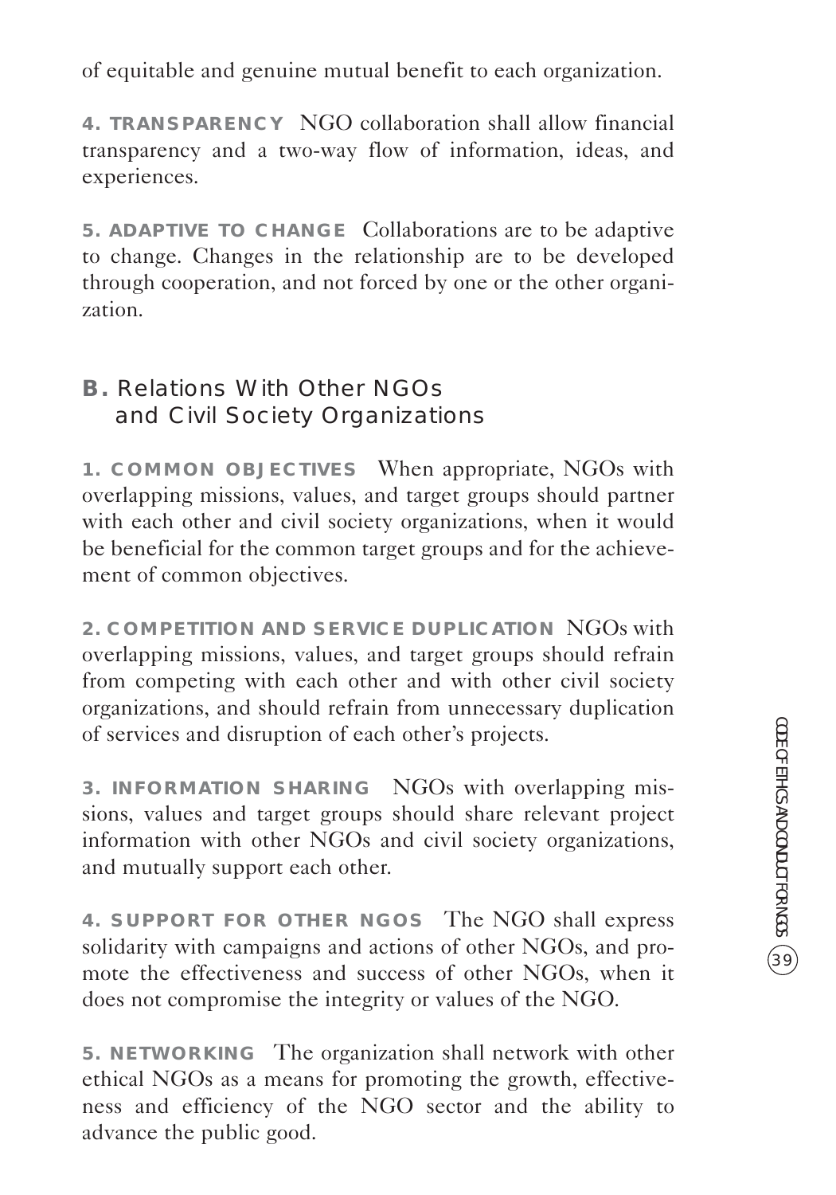of equitable and genuine mutual benefit to each organization.

**4. TRANSPARENCY** NGO collaboration shall allow financial transparency and a two-way flow of information, ideas, and experiences.

**5. ADAPTIVE TO CHANGE** Collaborations are to be adaptive to change. Changes in the relationship are to be developed through cooperation, and not forced by one or the other organization.

## B. Relations With Other NGOs and Civil Society Organizations

**1. COMMON OBJECTIVES** When appropriate, NGOs with overlapping missions, values, and target groups should partner with each other and civil society organizations, when it would be beneficial for the common target groups and for the achievement of common objectives.

**2. COMPETITION AND SERVICE DUPLICATION** NGOs with overlapping missions, values, and target groups should refrain from competing with each other and with other civil society organizations, and should refrain from unnecessary duplication of services and disruption of each other's projects.

**3. INFORMATION SHARING** NGOs with overlapping missions, values and target groups should share relevant project information with other NGOs and civil society organizations, and mutually support each other.

**4. SUPPORT FOR OTHER NGOS** The NGO shall express solidarity with campaigns and actions of other NGOs, and promote the effectiveness and success of other NGOs, when it does not compromise the integrity or values of the NGO.

**5. NETWORKING** The organization shall network with other ethical NGOs as a means for promoting the growth, effectiveness and efficiency of the NGO sector and the ability to advance the public good.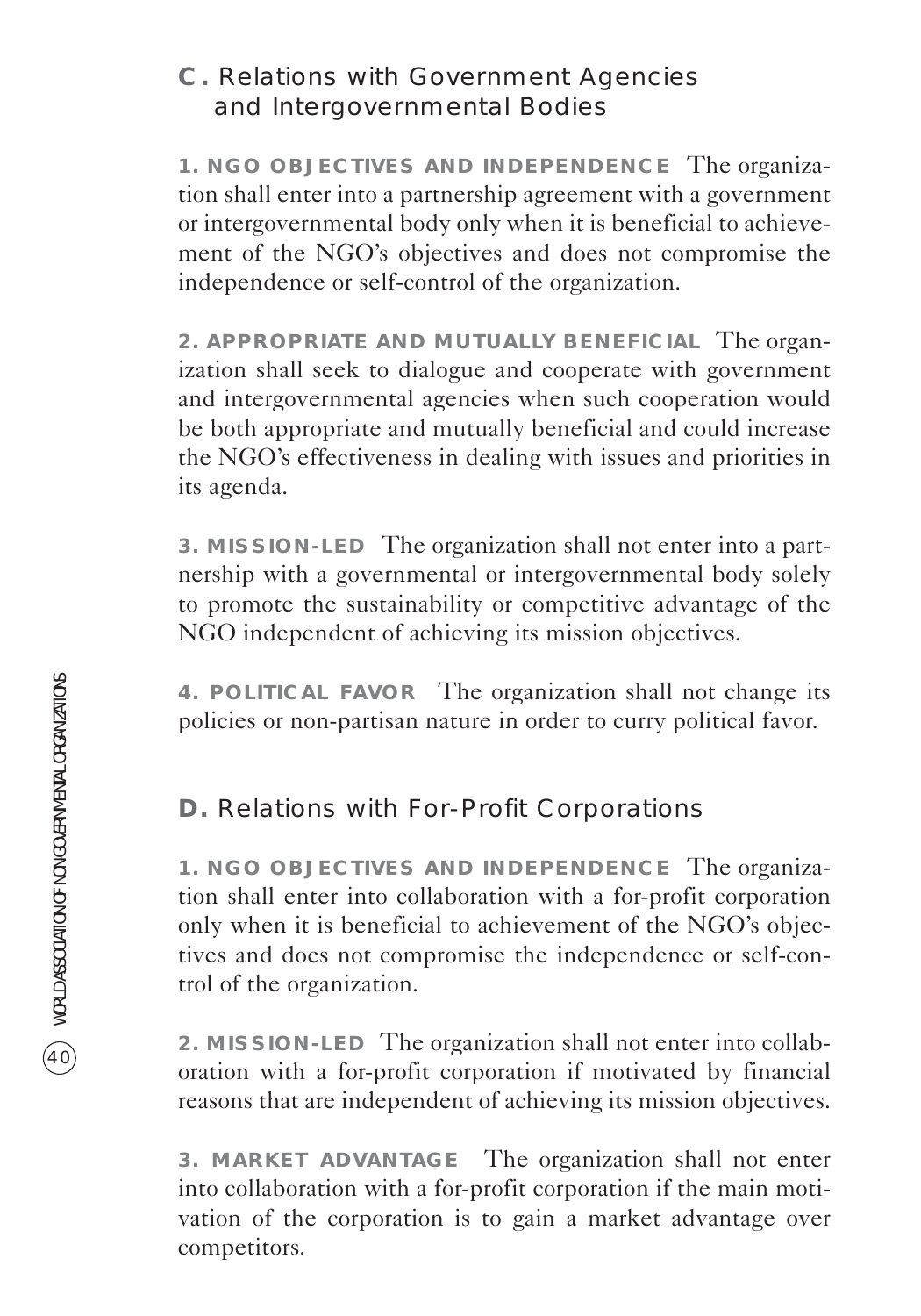## C. Relations with Government Agencies and Intergovernmental Bodies

**1. NGO OBJECTIVES AND INDEPENDENCE** The organization shall enter into a partnership agreement with a government or intergovernmental body only when it is beneficial to achievement of the NGO's objectives and does not compromise the independence or self-control of the organization.

**2. APPROPRIATE AND MUTUALLY BENEFICIAL** The organization shall seek to dialogue and cooperate with government and intergovernmental agencies when such cooperation would be both appropriate and mutually beneficial and could increase the NGO's effectiveness in dealing with issues and priorities in its agenda.

**3. MISSION-LED** The organization shall not enter into a partnership with a governmental or intergovernmental body solely to promote the sustainability or competitive advantage of the NGO independent of achieving its mission objectives.

**4. POLITICAL FAVOR** The organization shall not change its policies or non-partisan nature in order to curry political favor.

## D. Relations with For-Profit Corporations

**1. NGO OBJECTIVES AND INDEPENDENCE** The organization shall enter into collaboration with a for-profit corporation only when it is beneficial to achievement of the NGO's objectives and does not compromise the independence or self-control of the organization.

**2. MISSION-LED** The organization shall not enter into collaboration with a for-profit corporation if motivated by financial reasons that are independent of achieving its mission objectives.

**3. MARKET ADVANTAGE** The organization shall not enter into collaboration with a for-profit corporation if the main motivation of the corporation is to gain a market advantage over competitors.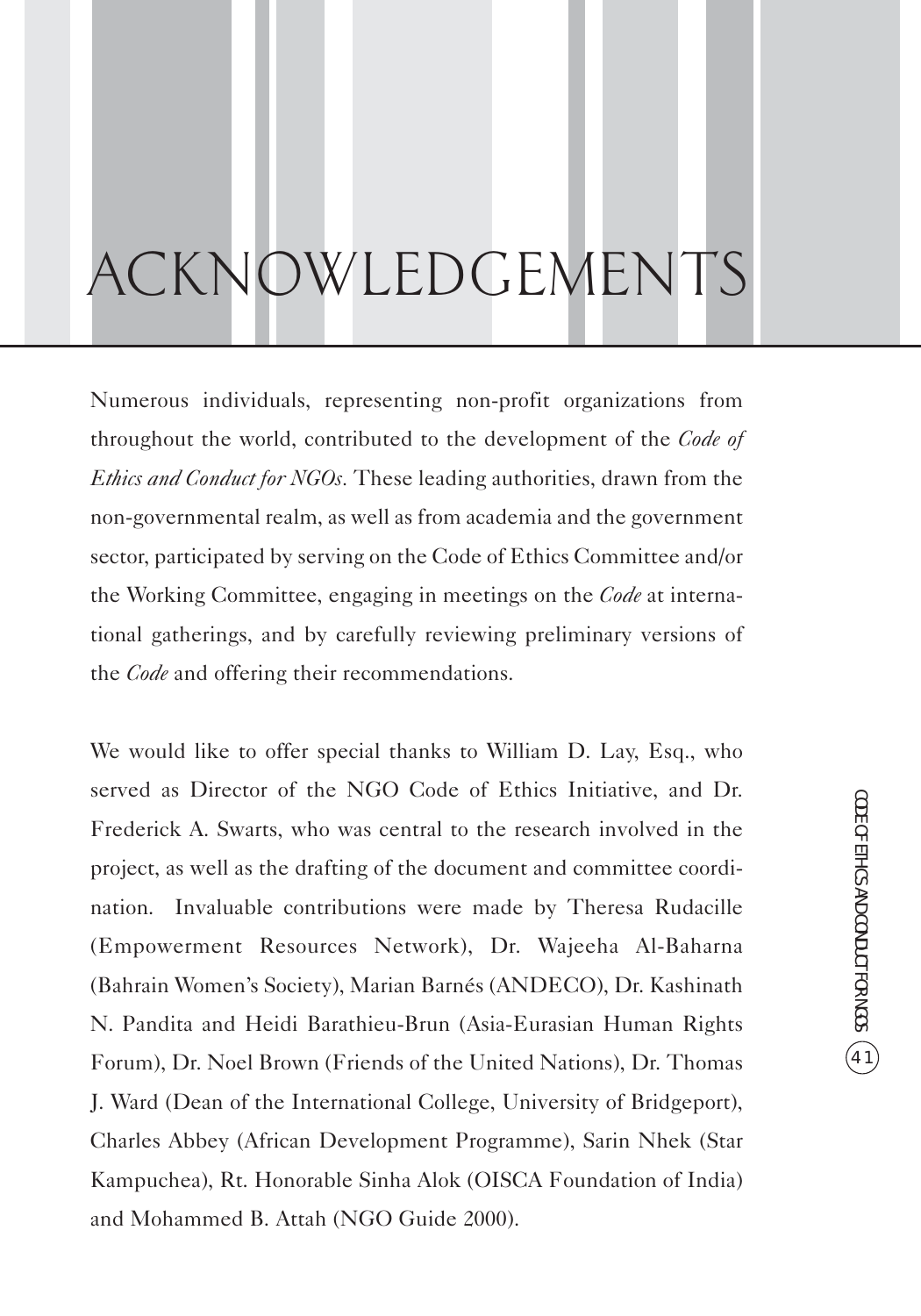# ACKNOWLEDGEMENTS

Numerous individuals, representing non-profit organizations from throughout the world, contributed to the development of the *Code of Ethics and Conduct for NGOs.* These leading authorities, drawn from the non-governmental realm, as well as from academia and the government sector, participated by serving on the Code of Ethics Committee and/or the Working Committee, engaging in meetings on the *Code* at international gatherings, and by carefully reviewing preliminary versions of the *Code* and offering their recommendations.

We would like to offer special thanks to William D. Lay, Esq., who served as Director of the NGO Code of Ethics Initiative, and Dr. Frederick A. Swarts, who was central to the research involved in the project, as well as the drafting of the document and committee coordination. Invaluable contributions were made by Theresa Rudacille (Empowerment Resources Network), Dr. Wajeeha Al-Baharna (Bahrain Women's Society), Marian Barnés (ANDECO), Dr. Kashinath N. Pandita and Heidi Barathieu-Brun (Asia-Eurasian Human Rights Forum), Dr. Noel Brown (Friends of the United Nations), Dr. Thomas J. Ward (Dean of the International College, University of Bridgeport), Charles Abbey (African Development Programme), Sarin Nhek (Star Kampuchea), Rt. Honorable Sinha Alok (OISCA Foundation of India) and Mohammed B. Attah (NGO Guide 2000).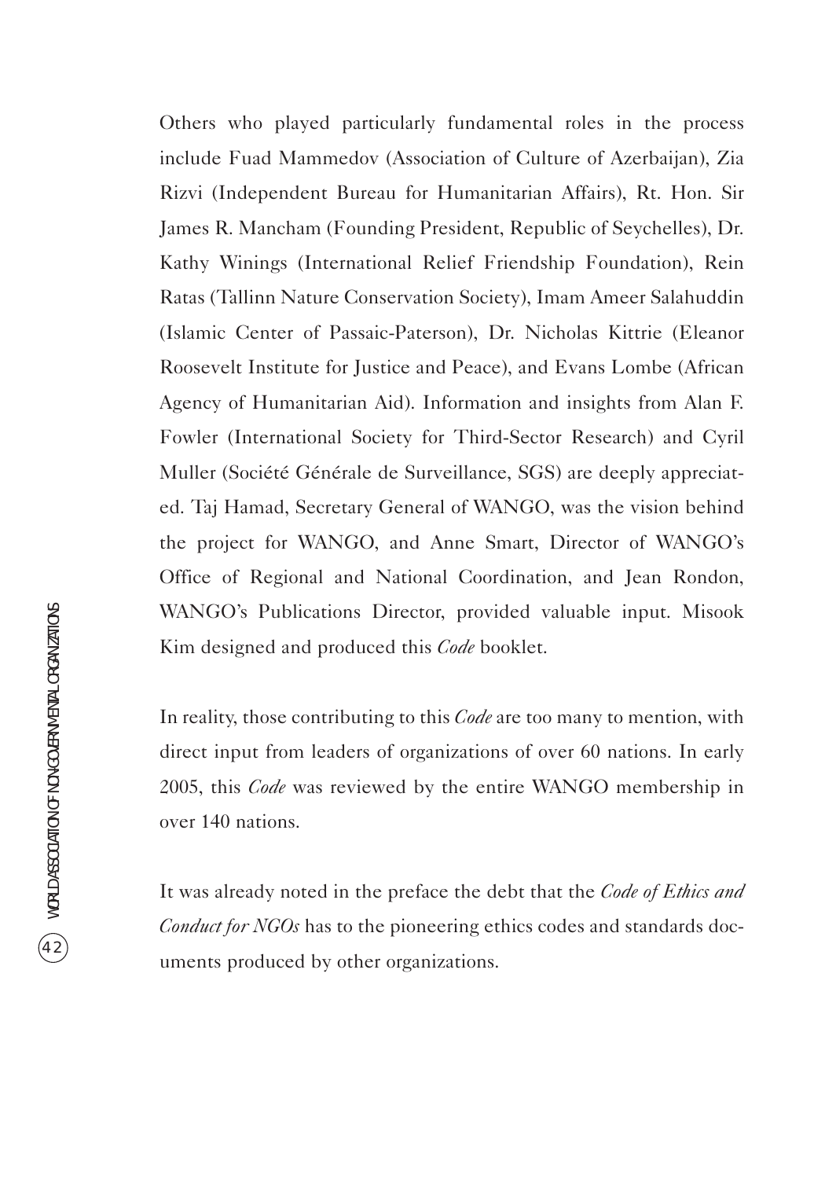Others who played particularly fundamental roles in the process include Fuad Mammedov (Association of Culture of Azerbaijan), Zia Rizvi (Independent Bureau for Humanitarian Affairs), Rt. Hon. Sir James R. Mancham (Founding President, Republic of Seychelles), Dr. Kathy Winings (International Relief Friendship Foundation), Rein Ratas (Tallinn Nature Conservation Society), Imam Ameer Salahuddin (Islamic Center of Passaic-Paterson), Dr. Nicholas Kittrie (Eleanor Roosevelt Institute for Justice and Peace), and Evans Lombe (African Agency of Humanitarian Aid). Information and insights from Alan F. Fowler (International Society for Third-Sector Research) and Cyril Muller (Société Générale de Surveillance, SGS) are deeply appreciated. Taj Hamad, Secretary General of WANGO, was the vision behind the project for WANGO, and Anne Smart, Director of WANGO's Office of Regional and National Coordination, and Jean Rondon, WANGO's Publications Director, provided valuable input. Misook Kim designed and produced this *Code* booklet.

In reality, those contributing to this *Code* are too many to mention, with direct input from leaders of organizations of over 60 nations. In early 2005, this *Code* was reviewed by the entire WANGO membership in over 140 nations.

It was already noted in the preface the debt that the *Code of Ethics and Conduct for NGOs* has to the pioneering ethics codes and standards documents produced by other organizations.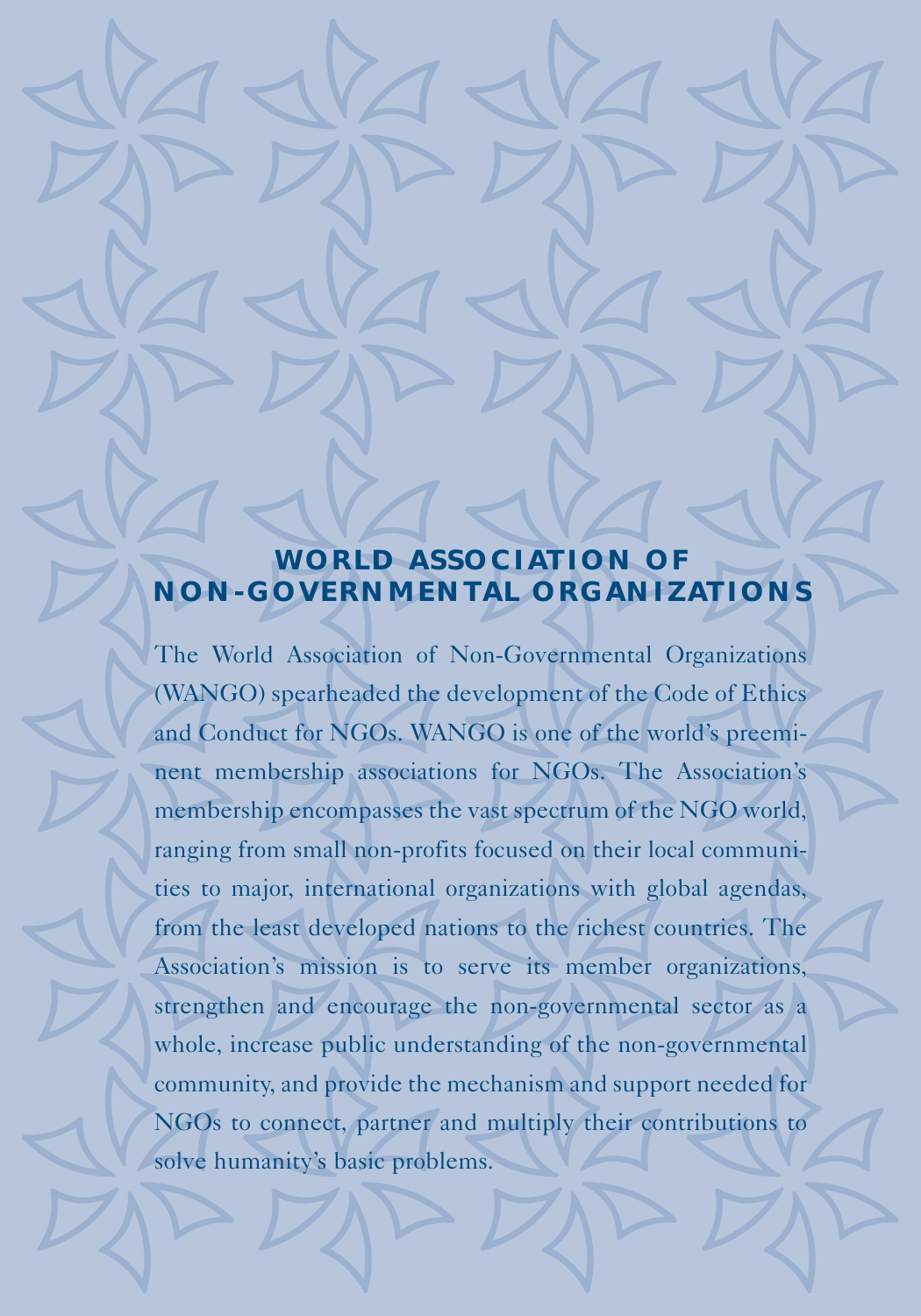# WORLD ASSOCIATION OF NON-GOVERNMENTAL ORGANIZATIONS

The World Association of Non-Governmental Organizations (WANGO) spearheaded the development of the Code of Ethics and Conduct for NGOs. WANGO is one of the world's preeminent membership associations for NGOs. The Association's membership encompasses the vast spectrum of the NGO world, ranging from small non-profits focused on their local communities to major, international organizations with global agendas, from the least developed nations to the richest countries. The Association's mission is to serve its member organizations, strengthen and encourage the non-governmental sector as a whole, increase public understanding of the non-governmental community, and provide the mechanism and support needed for NGOs to connect, partner and multiply their contributions to solve humanity's basic problems.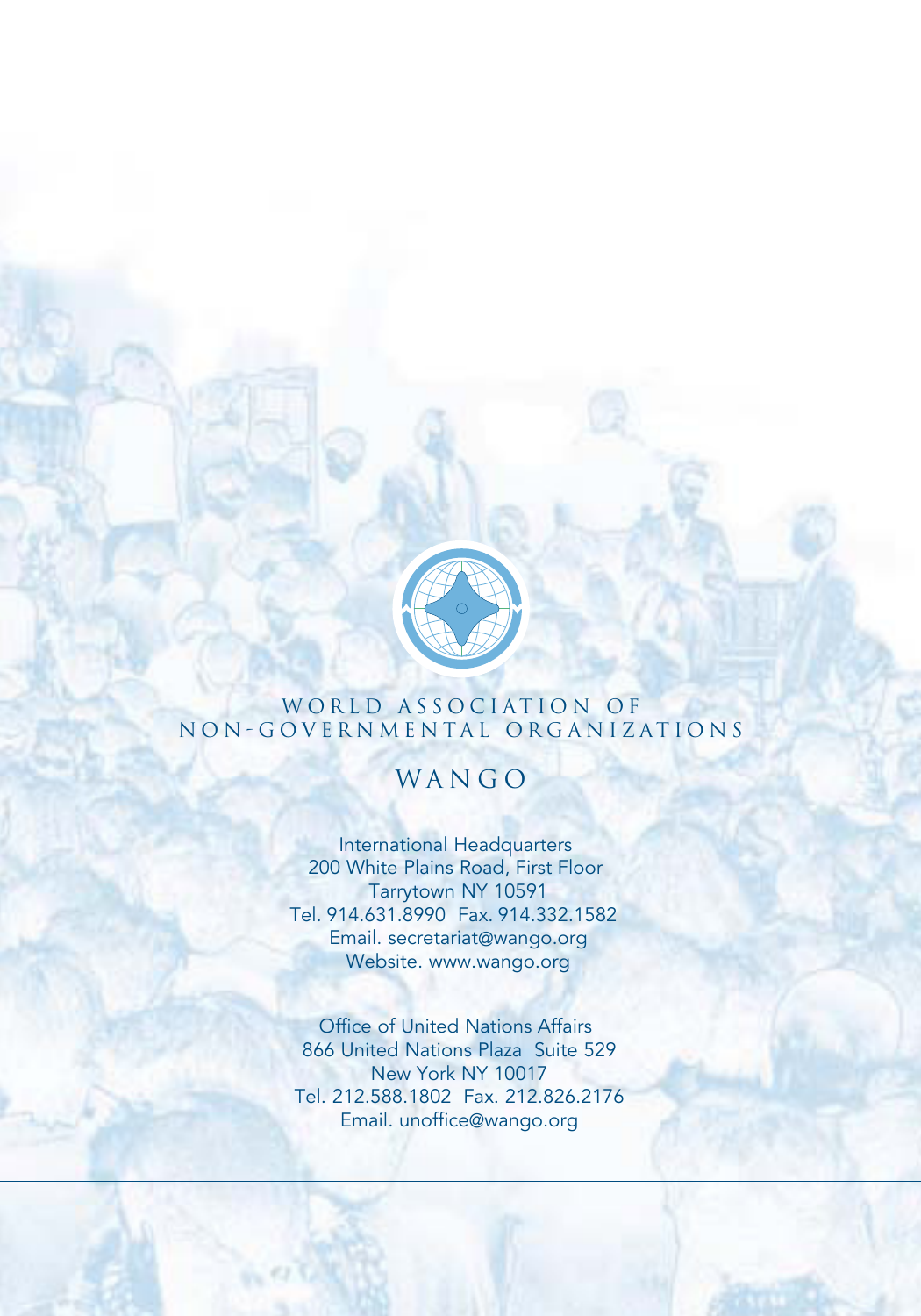# WORLD ASSOCIATION OF NON-GOVERNMENTAL ORGANIZATIONS

## WANGO

International Headquarters
200 White Plains Road, First Floor
Tarrytown NY 10591
Tel. 914.631.8990  Fax. 914.332.1582
Email. secretariat@wango.org
Website. www.wango.org

Office of United Nations Affairs
866 United Nations Plaza  Suite 529
New York NY 10017
Tel. 212.588.1802  Fax. 212.826.2176
Email. unoffice@wango.org